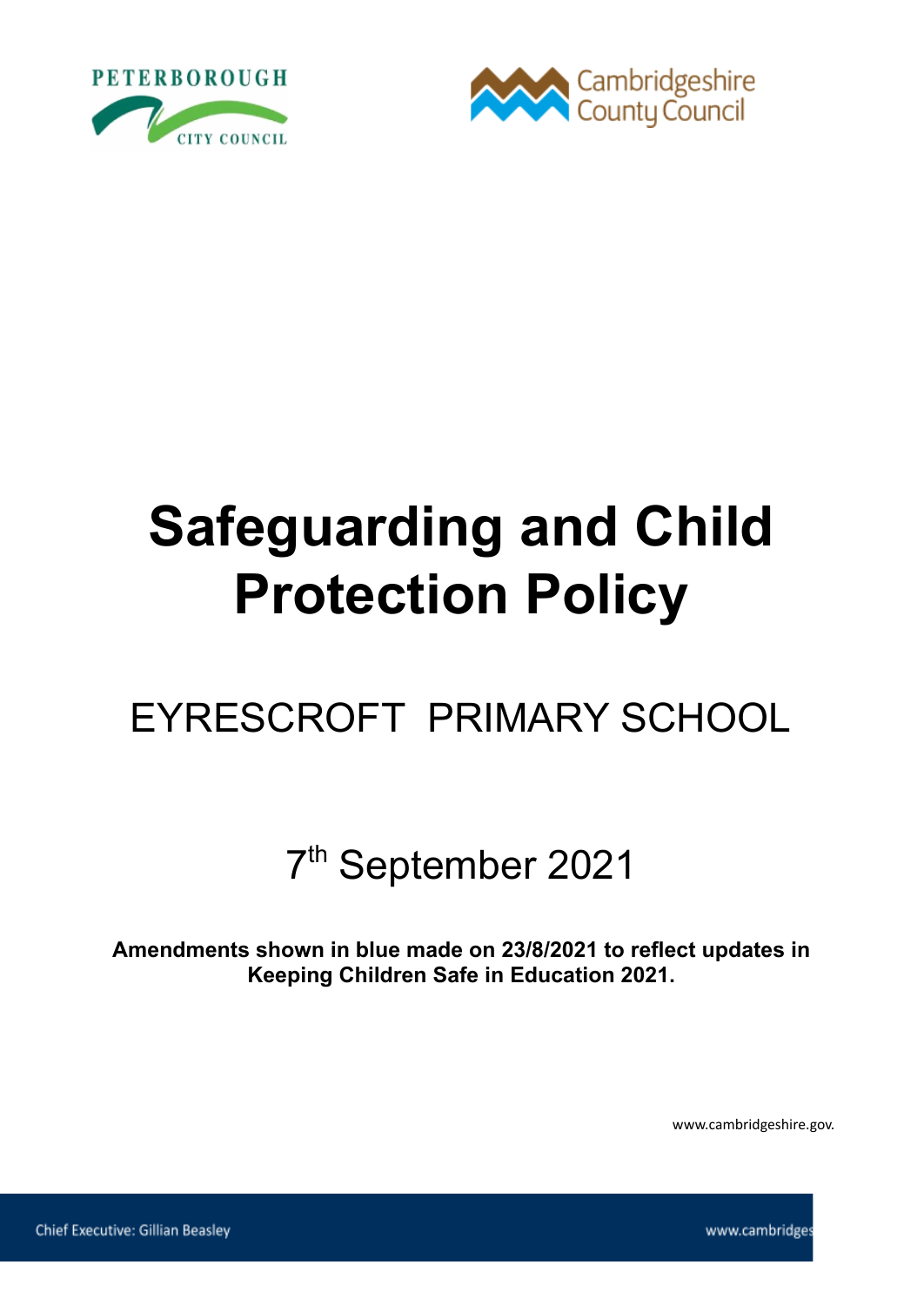PETERBOROUGH CITY COUNCIL

Cambridgeshire County Council

# Safeguarding and Child Protection Policy

## EYRESCROFT PRIMARY SCHOOL

7th September 2021

**Amendments shown in blue made on 23/8/2021 to reflect updates in Keeping Children Safe in Education 2021.**

www.cambridgeshire.gov.

Chief Executive: Gillian Beasley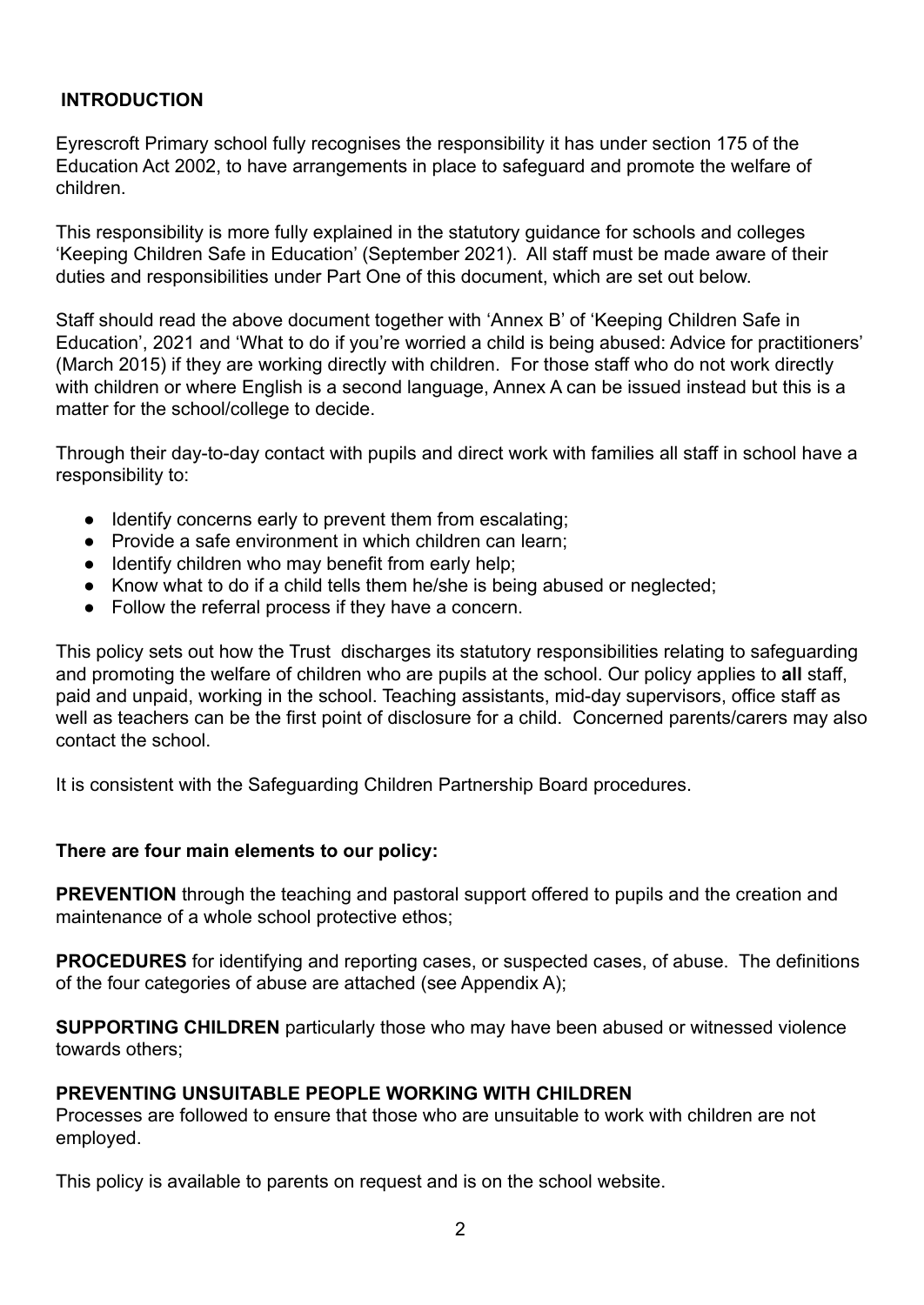## INTRODUCTION

Eyrescroft Primary school fully recognises the responsibility it has under section 175 of the Education Act 2002, to have arrangements in place to safeguard and promote the welfare of children.

This responsibility is more fully explained in the statutory guidance for schools and colleges 'Keeping Children Safe in Education' (September 2021). All staff must be made aware of their duties and responsibilities under Part One of this document, which are set out below.

Staff should read the above document together with 'Annex B' of 'Keeping Children Safe in Education', 2021 and 'What to do if you're worried a child is being abused: Advice for practitioners' (March 2015) if they are working directly with children. For those staff who do not work directly with children or where English is a second language, Annex A can be issued instead but this is a matter for the school/college to decide.

Through their day-to-day contact with pupils and direct work with families all staff in school have a responsibility to:

- Identify concerns early to prevent them from escalating;
- Provide a safe environment in which children can learn;
- Identify children who may benefit from early help;
- Know what to do if a child tells them he/she is being abused or neglected;
- Follow the referral process if they have a concern.

This policy sets out how the Trust discharges its statutory responsibilities relating to safeguarding and promoting the welfare of children who are pupils at the school. Our policy applies to **all** staff, paid and unpaid, working in the school. Teaching assistants, mid-day supervisors, office staff as well as teachers can be the first point of disclosure for a child. Concerned parents/carers may also contact the school.

It is consistent with the Safeguarding Children Partnership Board procedures.

**There are four main elements to our policy:**

**PREVENTION** through the teaching and pastoral support offered to pupils and the creation and maintenance of a whole school protective ethos;

**PROCEDURES** for identifying and reporting cases, or suspected cases, of abuse. The definitions of the four categories of abuse are attached (see Appendix A);

**SUPPORTING CHILDREN** particularly those who may have been abused or witnessed violence towards others;

**PREVENTING UNSUITABLE PEOPLE WORKING WITH CHILDREN**
Processes are followed to ensure that those who are unsuitable to work with children are not employed.

This policy is available to parents on request and is on the school website.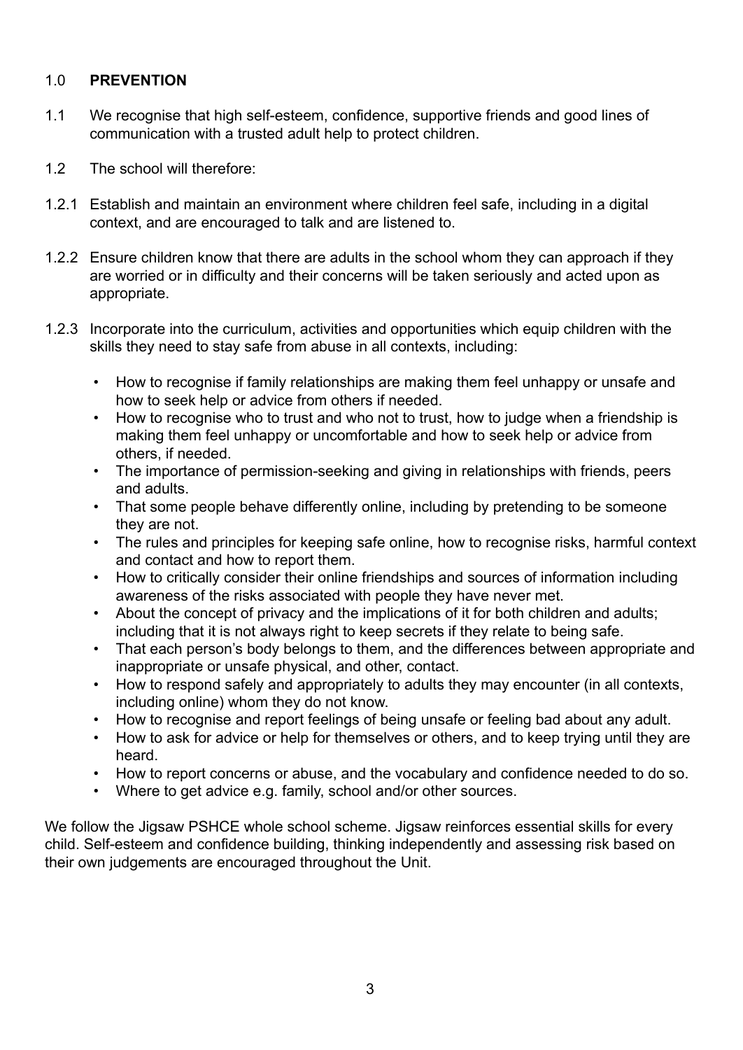## 1.0 **PREVENTION**

1.1 We recognise that high self-esteem, confidence, supportive friends and good lines of communication with a trusted adult help to protect children.

1.2 The school will therefore:

1.2.1 Establish and maintain an environment where children feel safe, including in a digital context, and are encouraged to talk and are listened to.

1.2.2 Ensure children know that there are adults in the school whom they can approach if they are worried or in difficulty and their concerns will be taken seriously and acted upon as appropriate.

1.2.3 Incorporate into the curriculum, activities and opportunities which equip children with the skills they need to stay safe from abuse in all contexts, including:

- How to recognise if family relationships are making them feel unhappy or unsafe and how to seek help or advice from others if needed.
- How to recognise who to trust and who not to trust, how to judge when a friendship is making them feel unhappy or uncomfortable and how to seek help or advice from others, if needed.
- The importance of permission-seeking and giving in relationships with friends, peers and adults.
- That some people behave differently online, including by pretending to be someone they are not.
- The rules and principles for keeping safe online, how to recognise risks, harmful context and contact and how to report them.
- How to critically consider their online friendships and sources of information including awareness of the risks associated with people they have never met.
- About the concept of privacy and the implications of it for both children and adults; including that it is not always right to keep secrets if they relate to being safe.
- That each person's body belongs to them, and the differences between appropriate and inappropriate or unsafe physical, and other, contact.
- How to respond safely and appropriately to adults they may encounter (in all contexts, including online) whom they do not know.
- How to recognise and report feelings of being unsafe or feeling bad about any adult.
- How to ask for advice or help for themselves or others, and to keep trying until they are heard.
- How to report concerns or abuse, and the vocabulary and confidence needed to do so.
- Where to get advice e.g. family, school and/or other sources.

We follow the Jigsaw PSHCE whole school scheme. Jigsaw reinforces essential skills for every child. Self-esteem and confidence building, thinking independently and assessing risk based on their own judgements are encouraged throughout the Unit.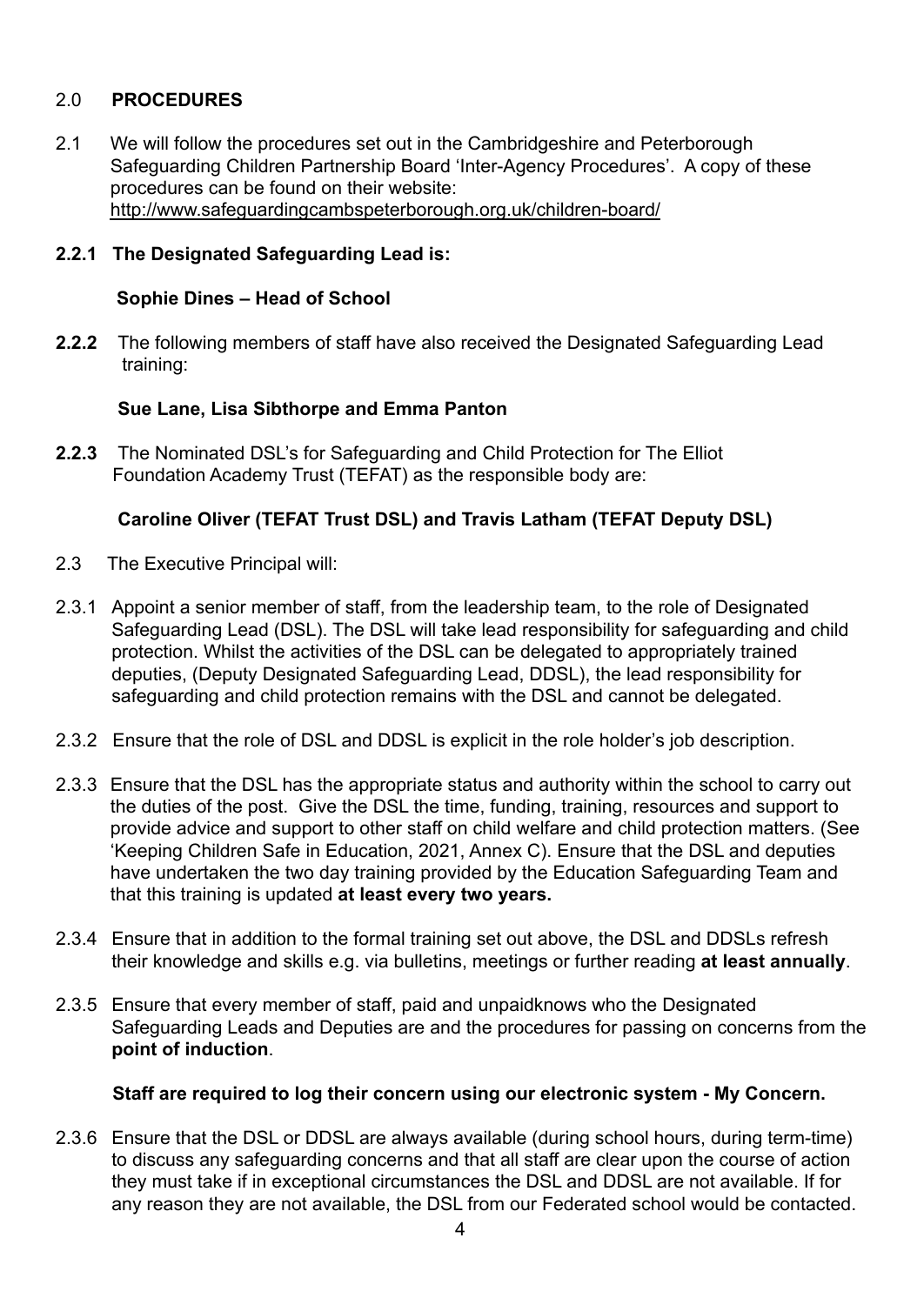## 2.0 **PROCEDURES**

2.1 We will follow the procedures set out in the Cambridgeshire and Peterborough Safeguarding Children Partnership Board 'Inter-Agency Procedures'. A copy of these procedures can be found on their website: http://www.safeguardingcambspeterborough.org.uk/children-board/

**2.2.1 The Designated Safeguarding Lead is:**

**Sophie Dines – Head of School**

**2.2.2** The following members of staff have also received the Designated Safeguarding Lead training:

**Sue Lane, Lisa Sibthorpe and Emma Panton**

**2.2.3** The Nominated DSL's for Safeguarding and Child Protection for The Elliot Foundation Academy Trust (TEFAT) as the responsible body are:

**Caroline Oliver (TEFAT Trust DSL) and Travis Latham (TEFAT Deputy DSL)**

2.3 The Executive Principal will:

2.3.1 Appoint a senior member of staff, from the leadership team, to the role of Designated Safeguarding Lead (DSL). The DSL will take lead responsibility for safeguarding and child protection. Whilst the activities of the DSL can be delegated to appropriately trained deputies, (Deputy Designated Safeguarding Lead, DDSL), the lead responsibility for safeguarding and child protection remains with the DSL and cannot be delegated.

2.3.2 Ensure that the role of DSL and DDSL is explicit in the role holder's job description.

2.3.3 Ensure that the DSL has the appropriate status and authority within the school to carry out the duties of the post. Give the DSL the time, funding, training, resources and support to provide advice and support to other staff on child welfare and child protection matters. (See 'Keeping Children Safe in Education, 2021, Annex C). Ensure that the DSL and deputies have undertaken the two day training provided by the Education Safeguarding Team and that this training is updated **at least every two years.**

2.3.4 Ensure that in addition to the formal training set out above, the DSL and DDSLs refresh their knowledge and skills e.g. via bulletins, meetings or further reading **at least annually**.

2.3.5 Ensure that every member of staff, paid and unpaidknows who the Designated Safeguarding Leads and Deputies are and the procedures for passing on concerns from the **point of induction**.

**Staff are required to log their concern using our electronic system - My Concern.**

2.3.6 Ensure that the DSL or DDSL are always available (during school hours, during term-time) to discuss any safeguarding concerns and that all staff are clear upon the course of action they must take if in exceptional circumstances the DSL and DDSL are not available. If for any reason they are not available, the DSL from our Federated school would be contacted.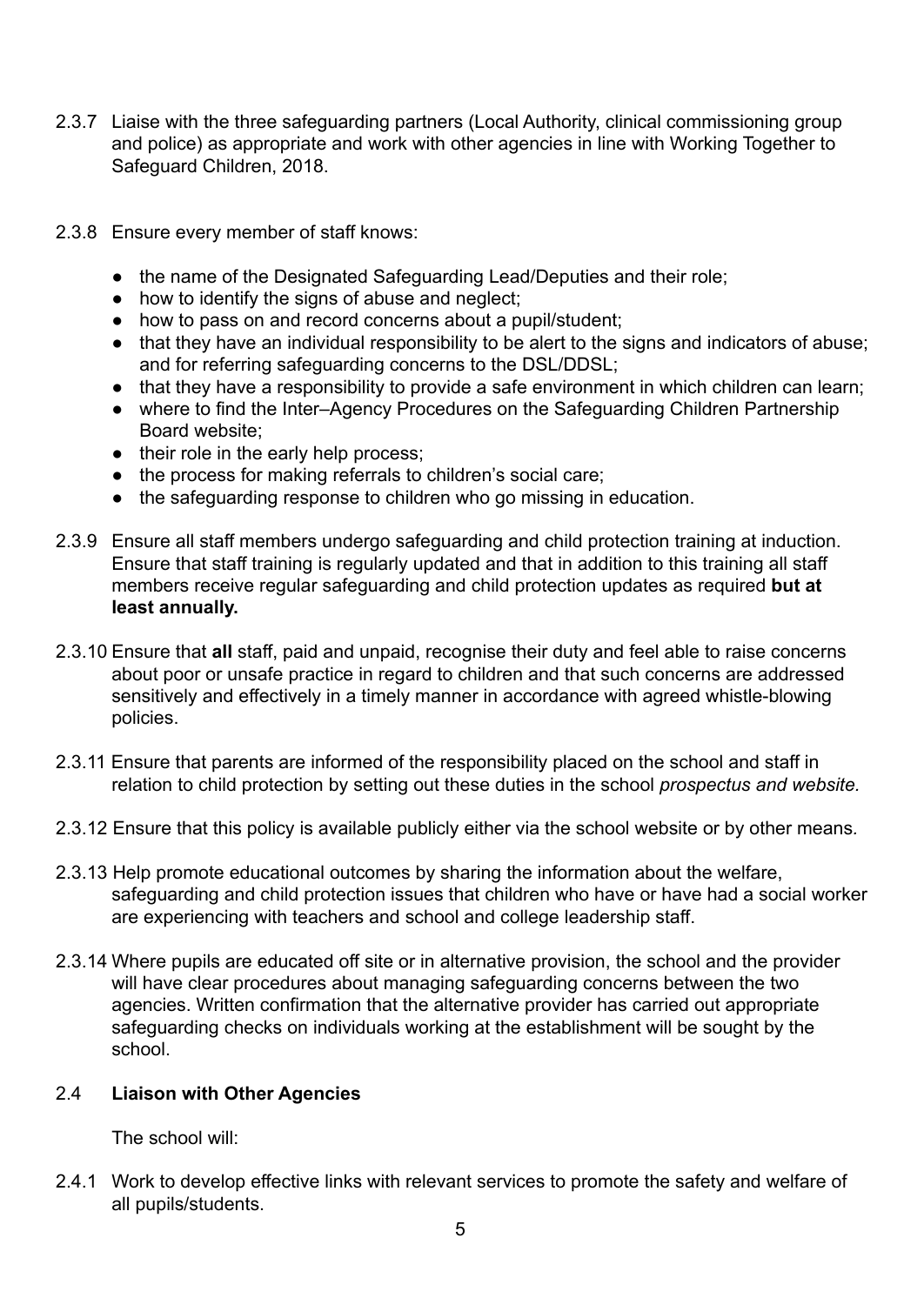2.3.7 Liaise with the three safeguarding partners (Local Authority, clinical commissioning group and police) as appropriate and work with other agencies in line with Working Together to Safeguard Children, 2018.

2.3.8 Ensure every member of staff knows:

- the name of the Designated Safeguarding Lead/Deputies and their role;
- how to identify the signs of abuse and neglect;
- how to pass on and record concerns about a pupil/student;
- that they have an individual responsibility to be alert to the signs and indicators of abuse; and for referring safeguarding concerns to the DSL/DDSL;
- that they have a responsibility to provide a safe environment in which children can learn;
- where to find the Inter–Agency Procedures on the Safeguarding Children Partnership Board website;
- their role in the early help process;
- the process for making referrals to children's social care;
- the safeguarding response to children who go missing in education.

2.3.9 Ensure all staff members undergo safeguarding and child protection training at induction. Ensure that staff training is regularly updated and that in addition to this training all staff members receive regular safeguarding and child protection updates as required **but at least annually.**

2.3.10 Ensure that **all** staff, paid and unpaid, recognise their duty and feel able to raise concerns about poor or unsafe practice in regard to children and that such concerns are addressed sensitively and effectively in a timely manner in accordance with agreed whistle-blowing policies.

2.3.11 Ensure that parents are informed of the responsibility placed on the school and staff in relation to child protection by setting out these duties in the school *prospectus and website.*

2.3.12 Ensure that this policy is available publicly either via the school website or by other means.

2.3.13 Help promote educational outcomes by sharing the information about the welfare, safeguarding and child protection issues that children who have or have had a social worker are experiencing with teachers and school and college leadership staff.

2.3.14 Where pupils are educated off site or in alternative provision, the school and the provider will have clear procedures about managing safeguarding concerns between the two agencies. Written confirmation that the alternative provider has carried out appropriate safeguarding checks on individuals working at the establishment will be sought by the school.

## 2.4 Liaison with Other Agencies

The school will:

2.4.1 Work to develop effective links with relevant services to promote the safety and welfare of all pupils/students.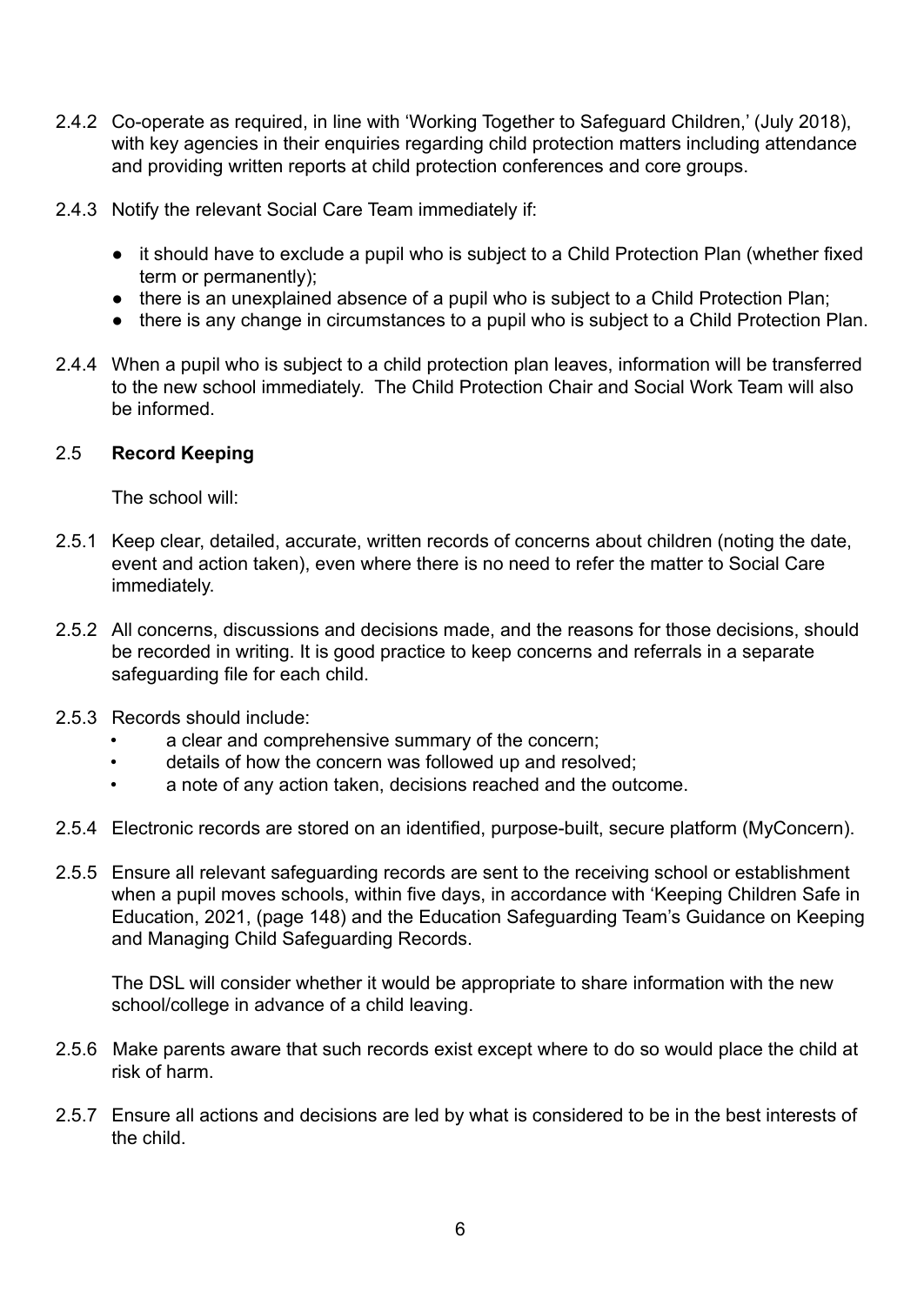2.4.2 Co-operate as required, in line with 'Working Together to Safeguard Children,' (July 2018), with key agencies in their enquiries regarding child protection matters including attendance and providing written reports at child protection conferences and core groups.

2.4.3 Notify the relevant Social Care Team immediately if:

- it should have to exclude a pupil who is subject to a Child Protection Plan (whether fixed term or permanently);
- there is an unexplained absence of a pupil who is subject to a Child Protection Plan;
- there is any change in circumstances to a pupil who is subject to a Child Protection Plan.

2.4.4 When a pupil who is subject to a child protection plan leaves, information will be transferred to the new school immediately. The Child Protection Chair and Social Work Team will also be informed.

## 2.5 **Record Keeping**

The school will:

2.5.1 Keep clear, detailed, accurate, written records of concerns about children (noting the date, event and action taken), even where there is no need to refer the matter to Social Care immediately.

2.5.2 All concerns, discussions and decisions made, and the reasons for those decisions, should be recorded in writing. It is good practice to keep concerns and referrals in a separate safeguarding file for each child.

2.5.3 Records should include:

- a clear and comprehensive summary of the concern;
- details of how the concern was followed up and resolved;
- a note of any action taken, decisions reached and the outcome.

2.5.4 Electronic records are stored on an identified, purpose-built, secure platform (MyConcern).

2.5.5 Ensure all relevant safeguarding records are sent to the receiving school or establishment when a pupil moves schools, within five days, in accordance with 'Keeping Children Safe in Education, 2021, (page 148) and the Education Safeguarding Team's Guidance on Keeping and Managing Child Safeguarding Records.

The DSL will consider whether it would be appropriate to share information with the new school/college in advance of a child leaving.

2.5.6 Make parents aware that such records exist except where to do so would place the child at risk of harm.

2.5.7 Ensure all actions and decisions are led by what is considered to be in the best interests of the child.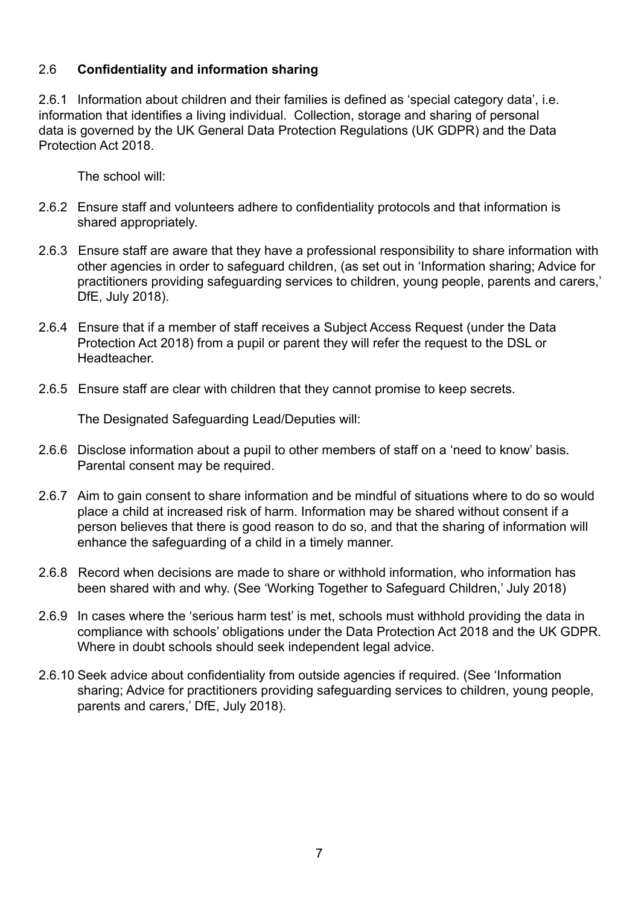## 2.6 **Confidentiality and information sharing**

2.6.1 Information about children and their families is defined as 'special category data', i.e. information that identifies a living individual. Collection, storage and sharing of personal data is governed by the UK General Data Protection Regulations (UK GDPR) and the Data Protection Act 2018.

The school will:

2.6.2 Ensure staff and volunteers adhere to confidentiality protocols and that information is shared appropriately.

2.6.3 Ensure staff are aware that they have a professional responsibility to share information with other agencies in order to safeguard children, (as set out in 'Information sharing; Advice for practitioners providing safeguarding services to children, young people, parents and carers,' DfE, July 2018).

2.6.4 Ensure that if a member of staff receives a Subject Access Request (under the Data Protection Act 2018) from a pupil or parent they will refer the request to the DSL or Headteacher.

2.6.5 Ensure staff are clear with children that they cannot promise to keep secrets.

The Designated Safeguarding Lead/Deputies will:

2.6.6 Disclose information about a pupil to other members of staff on a 'need to know' basis. Parental consent may be required.

2.6.7 Aim to gain consent to share information and be mindful of situations where to do so would place a child at increased risk of harm. Information may be shared without consent if a person believes that there is good reason to do so, and that the sharing of information will enhance the safeguarding of a child in a timely manner.

2.6.8 Record when decisions are made to share or withhold information, who information has been shared with and why. (See 'Working Together to Safeguard Children,' July 2018)

2.6.9 In cases where the 'serious harm test' is met, schools must withhold providing the data in compliance with schools' obligations under the Data Protection Act 2018 and the UK GDPR. Where in doubt schools should seek independent legal advice.

2.6.10 Seek advice about confidentiality from outside agencies if required. (See 'Information sharing; Advice for practitioners providing safeguarding services to children, young people, parents and carers,' DfE, July 2018).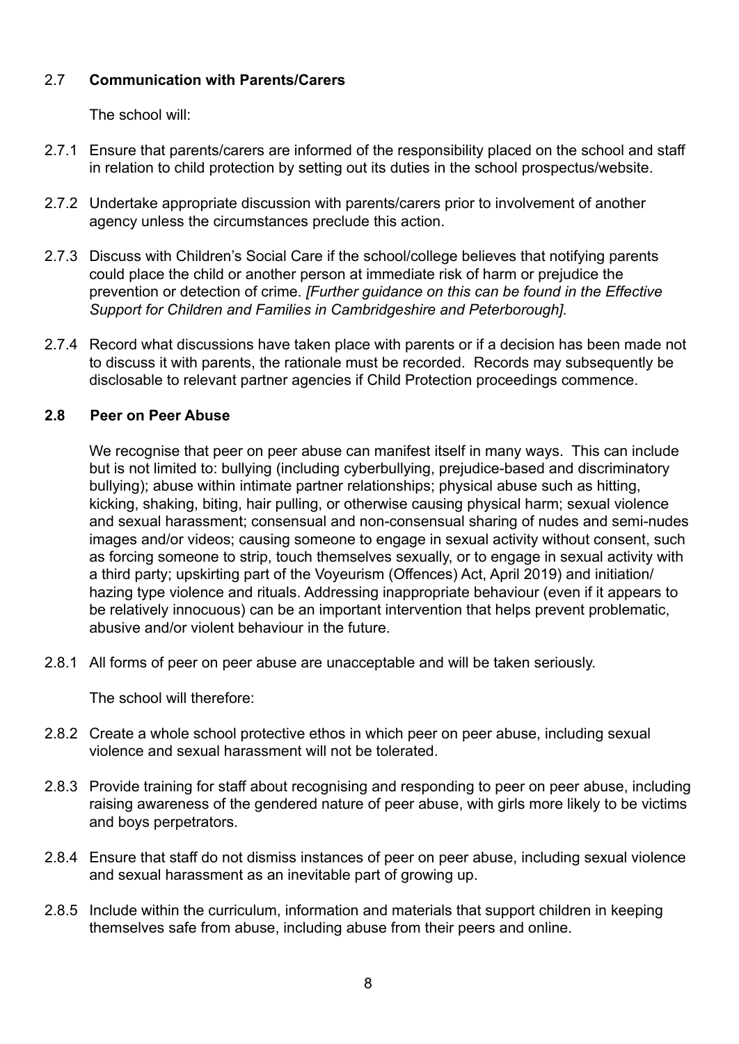## 2.7 **Communication with Parents/Carers**

The school will:

2.7.1 Ensure that parents/carers are informed of the responsibility placed on the school and staff in relation to child protection by setting out its duties in the school prospectus/website.

2.7.2 Undertake appropriate discussion with parents/carers prior to involvement of another agency unless the circumstances preclude this action.

2.7.3 Discuss with Children's Social Care if the school/college believes that notifying parents could place the child or another person at immediate risk of harm or prejudice the prevention or detection of crime. *[Further guidance on this can be found in the Effective Support for Children and Families in Cambridgeshire and Peterborough].*

2.7.4 Record what discussions have taken place with parents or if a decision has been made not to discuss it with parents, the rationale must be recorded. Records may subsequently be disclosable to relevant partner agencies if Child Protection proceedings commence.

## 2.8 **Peer on Peer Abuse**

We recognise that peer on peer abuse can manifest itself in many ways. This can include but is not limited to: bullying (including cyberbullying, prejudice-based and discriminatory bullying); abuse within intimate partner relationships; physical abuse such as hitting, kicking, shaking, biting, hair pulling, or otherwise causing physical harm; sexual violence and sexual harassment; consensual and non-consensual sharing of nudes and semi-nudes images and/or videos; causing someone to engage in sexual activity without consent, such as forcing someone to strip, touch themselves sexually, or to engage in sexual activity with a third party; upskirting part of the Voyeurism (Offences) Act, April 2019) and initiation/ hazing type violence and rituals. Addressing inappropriate behaviour (even if it appears to be relatively innocuous) can be an important intervention that helps prevent problematic, abusive and/or violent behaviour in the future.

2.8.1 All forms of peer on peer abuse are unacceptable and will be taken seriously.

The school will therefore:

2.8.2 Create a whole school protective ethos in which peer on peer abuse, including sexual violence and sexual harassment will not be tolerated.

2.8.3 Provide training for staff about recognising and responding to peer on peer abuse, including raising awareness of the gendered nature of peer abuse, with girls more likely to be victims and boys perpetrators.

2.8.4 Ensure that staff do not dismiss instances of peer on peer abuse, including sexual violence and sexual harassment as an inevitable part of growing up.

2.8.5 Include within the curriculum, information and materials that support children in keeping themselves safe from abuse, including abuse from their peers and online.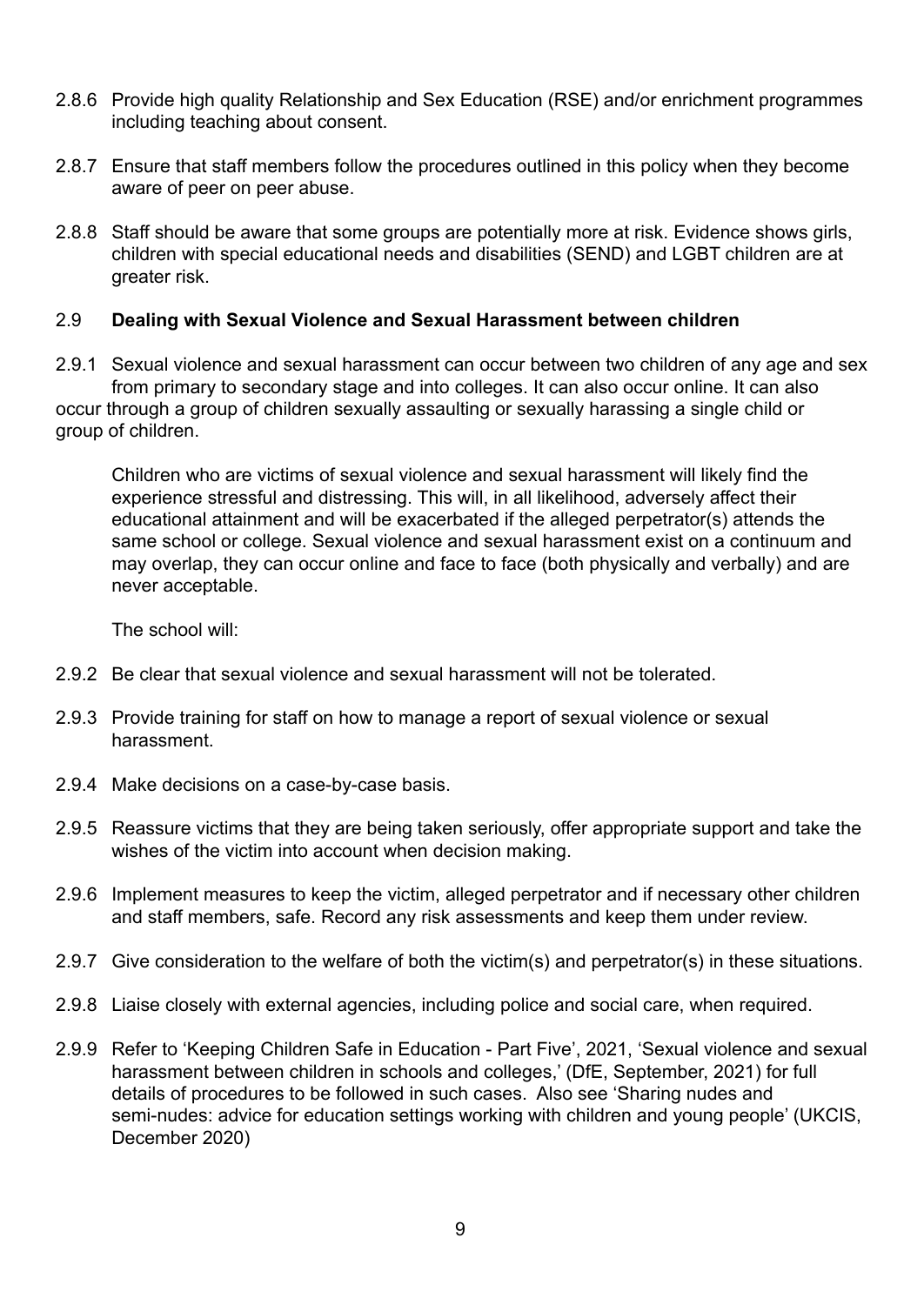2.8.6 Provide high quality Relationship and Sex Education (RSE) and/or enrichment programmes including teaching about consent.

2.8.7 Ensure that staff members follow the procedures outlined in this policy when they become aware of peer on peer abuse.

2.8.8 Staff should be aware that some groups are potentially more at risk. Evidence shows girls, children with special educational needs and disabilities (SEND) and LGBT children are at greater risk.

## 2.9 **Dealing with Sexual Violence and Sexual Harassment between children**

2.9.1 Sexual violence and sexual harassment can occur between two children of any age and sex from primary to secondary stage and into colleges. It can also occur online. It can also occur through a group of children sexually assaulting or sexually harassing a single child or group of children.

Children who are victims of sexual violence and sexual harassment will likely find the experience stressful and distressing. This will, in all likelihood, adversely affect their educational attainment and will be exacerbated if the alleged perpetrator(s) attends the same school or college. Sexual violence and sexual harassment exist on a continuum and may overlap, they can occur online and face to face (both physically and verbally) and are never acceptable.

The school will:

2.9.2 Be clear that sexual violence and sexual harassment will not be tolerated.

2.9.3 Provide training for staff on how to manage a report of sexual violence or sexual harassment.

2.9.4 Make decisions on a case-by-case basis.

2.9.5 Reassure victims that they are being taken seriously, offer appropriate support and take the wishes of the victim into account when decision making.

2.9.6 Implement measures to keep the victim, alleged perpetrator and if necessary other children and staff members, safe. Record any risk assessments and keep them under review.

2.9.7 Give consideration to the welfare of both the victim(s) and perpetrator(s) in these situations.

2.9.8 Liaise closely with external agencies, including police and social care, when required.

2.9.9 Refer to 'Keeping Children Safe in Education - Part Five', 2021, 'Sexual violence and sexual harassment between children in schools and colleges,' (DfE, September, 2021) for full details of procedures to be followed in such cases. Also see 'Sharing nudes and semi-nudes: advice for education settings working with children and young people' (UKCIS, December 2020)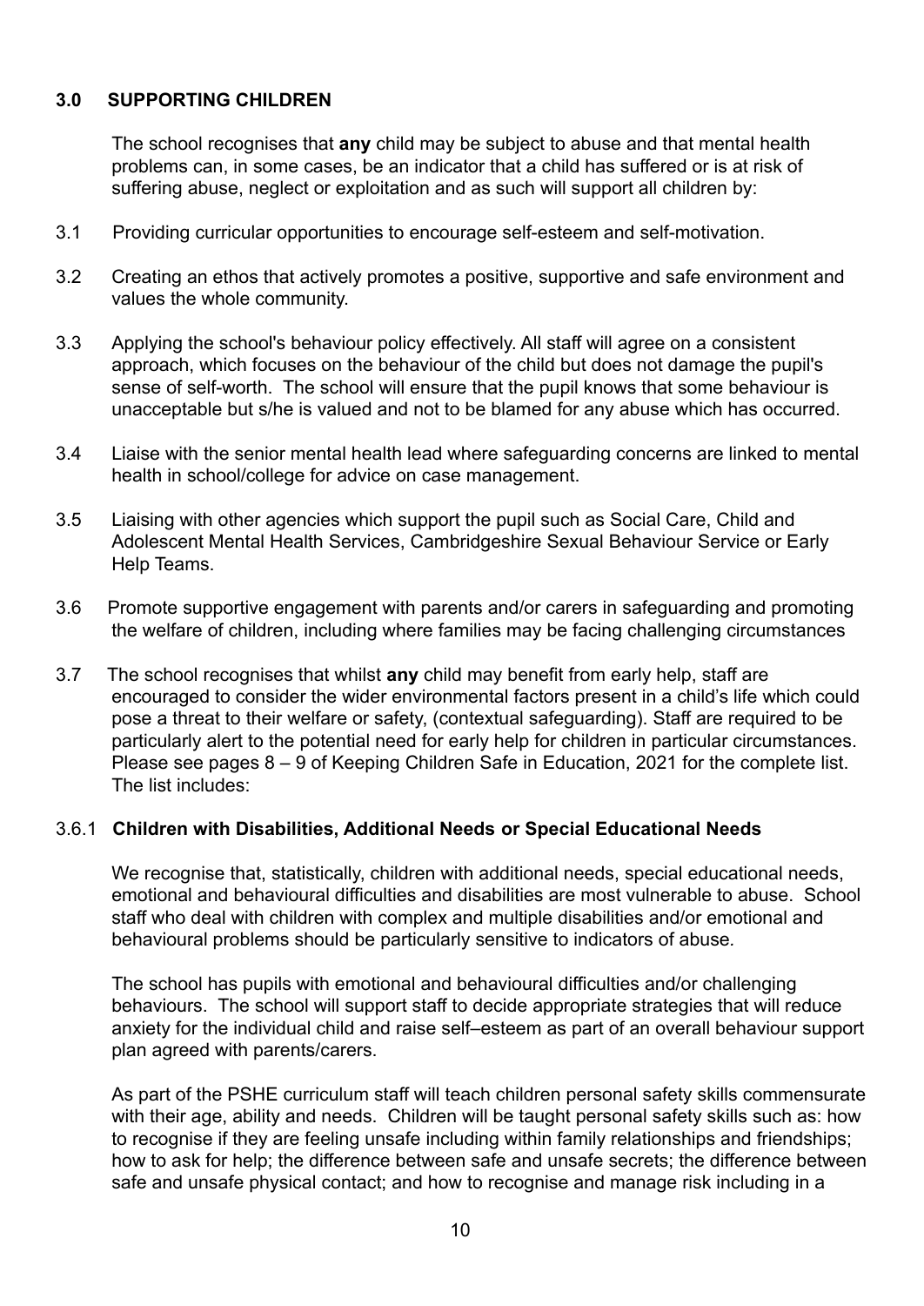## 3.0 SUPPORTING CHILDREN

The school recognises that **any** child may be subject to abuse and that mental health problems can, in some cases, be an indicator that a child has suffered or is at risk of suffering abuse, neglect or exploitation and as such will support all children by:

3.1 Providing curricular opportunities to encourage self-esteem and self-motivation.

3.2 Creating an ethos that actively promotes a positive, supportive and safe environment and values the whole community.

3.3 Applying the school's behaviour policy effectively. All staff will agree on a consistent approach, which focuses on the behaviour of the child but does not damage the pupil's sense of self-worth. The school will ensure that the pupil knows that some behaviour is unacceptable but s/he is valued and not to be blamed for any abuse which has occurred.

3.4 Liaise with the senior mental health lead where safeguarding concerns are linked to mental health in school/college for advice on case management.

3.5 Liaising with other agencies which support the pupil such as Social Care, Child and Adolescent Mental Health Services, Cambridgeshire Sexual Behaviour Service or Early Help Teams.

3.6 Promote supportive engagement with parents and/or carers in safeguarding and promoting the welfare of children, including where families may be facing challenging circumstances

3.7 The school recognises that whilst **any** child may benefit from early help, staff are encouraged to consider the wider environmental factors present in a child's life which could pose a threat to their welfare or safety, (contextual safeguarding). Staff are required to be particularly alert to the potential need for early help for children in particular circumstances. Please see pages 8 – 9 of Keeping Children Safe in Education, 2021 for the complete list. The list includes:

### 3.6.1 Children with Disabilities, Additional Needs or Special Educational Needs

We recognise that, statistically, children with additional needs, special educational needs, emotional and behavioural difficulties and disabilities are most vulnerable to abuse. School staff who deal with children with complex and multiple disabilities and/or emotional and behavioural problems should be particularly sensitive to indicators of abuse.

The school has pupils with emotional and behavioural difficulties and/or challenging behaviours. The school will support staff to decide appropriate strategies that will reduce anxiety for the individual child and raise self–esteem as part of an overall behaviour support plan agreed with parents/carers.

As part of the PSHE curriculum staff will teach children personal safety skills commensurate with their age, ability and needs. Children will be taught personal safety skills such as: how to recognise if they are feeling unsafe including within family relationships and friendships; how to ask for help; the difference between safe and unsafe secrets; the difference between safe and unsafe physical contact; and how to recognise and manage risk including in a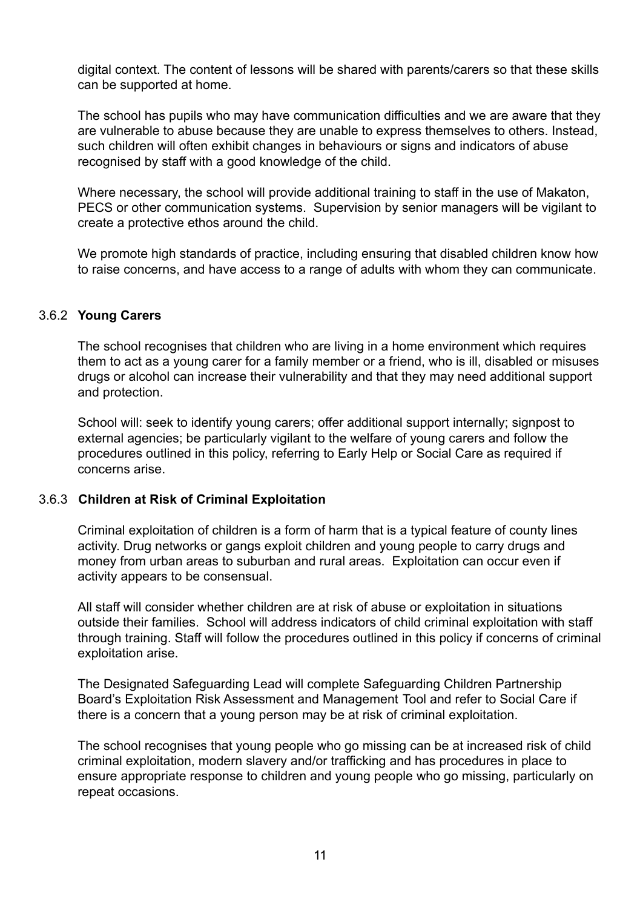digital context. The content of lessons will be shared with parents/carers so that these skills can be supported at home.

The school has pupils who may have communication difficulties and we are aware that they are vulnerable to abuse because they are unable to express themselves to others. Instead, such children will often exhibit changes in behaviours or signs and indicators of abuse recognised by staff with a good knowledge of the child.

Where necessary, the school will provide additional training to staff in the use of Makaton, PECS or other communication systems. Supervision by senior managers will be vigilant to create a protective ethos around the child.

We promote high standards of practice, including ensuring that disabled children know how to raise concerns, and have access to a range of adults with whom they can communicate.

### 3.6.2 Young Carers

The school recognises that children who are living in a home environment which requires them to act as a young carer for a family member or a friend, who is ill, disabled or misuses drugs or alcohol can increase their vulnerability and that they may need additional support and protection.

School will: seek to identify young carers; offer additional support internally; signpost to external agencies; be particularly vigilant to the welfare of young carers and follow the procedures outlined in this policy, referring to Early Help or Social Care as required if concerns arise.

### 3.6.3 Children at Risk of Criminal Exploitation

Criminal exploitation of children is a form of harm that is a typical feature of county lines activity. Drug networks or gangs exploit children and young people to carry drugs and money from urban areas to suburban and rural areas. Exploitation can occur even if activity appears to be consensual.

All staff will consider whether children are at risk of abuse or exploitation in situations outside their families. School will address indicators of child criminal exploitation with staff through training. Staff will follow the procedures outlined in this policy if concerns of criminal exploitation arise.

The Designated Safeguarding Lead will complete Safeguarding Children Partnership Board's Exploitation Risk Assessment and Management Tool and refer to Social Care if there is a concern that a young person may be at risk of criminal exploitation.

The school recognises that young people who go missing can be at increased risk of child criminal exploitation, modern slavery and/or trafficking and has procedures in place to ensure appropriate response to children and young people who go missing, particularly on repeat occasions.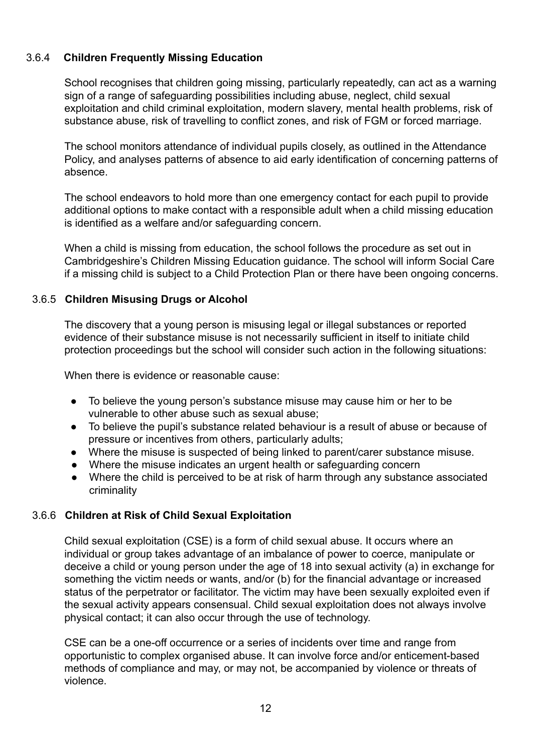### 3.6.4 Children Frequently Missing Education

School recognises that children going missing, particularly repeatedly, can act as a warning sign of a range of safeguarding possibilities including abuse, neglect, child sexual exploitation and child criminal exploitation, modern slavery, mental health problems, risk of substance abuse, risk of travelling to conflict zones, and risk of FGM or forced marriage.

The school monitors attendance of individual pupils closely, as outlined in the Attendance Policy, and analyses patterns of absence to aid early identification of concerning patterns of absence.

The school endeavors to hold more than one emergency contact for each pupil to provide additional options to make contact with a responsible adult when a child missing education is identified as a welfare and/or safeguarding concern.

When a child is missing from education, the school follows the procedure as set out in Cambridgeshire's Children Missing Education guidance. The school will inform Social Care if a missing child is subject to a Child Protection Plan or there have been ongoing concerns.

### 3.6.5 Children Misusing Drugs or Alcohol

The discovery that a young person is misusing legal or illegal substances or reported evidence of their substance misuse is not necessarily sufficient in itself to initiate child protection proceedings but the school will consider such action in the following situations:

When there is evidence or reasonable cause:

- To believe the young person's substance misuse may cause him or her to be vulnerable to other abuse such as sexual abuse;
- To believe the pupil's substance related behaviour is a result of abuse or because of pressure or incentives from others, particularly adults;
- Where the misuse is suspected of being linked to parent/carer substance misuse.
- Where the misuse indicates an urgent health or safeguarding concern
- Where the child is perceived to be at risk of harm through any substance associated criminality

### 3.6.6 Children at Risk of Child Sexual Exploitation

Child sexual exploitation (CSE) is a form of child sexual abuse. It occurs where an individual or group takes advantage of an imbalance of power to coerce, manipulate or deceive a child or young person under the age of 18 into sexual activity (a) in exchange for something the victim needs or wants, and/or (b) for the financial advantage or increased status of the perpetrator or facilitator. The victim may have been sexually exploited even if the sexual activity appears consensual. Child sexual exploitation does not always involve physical contact; it can also occur through the use of technology.

CSE can be a one-off occurrence or a series of incidents over time and range from opportunistic to complex organised abuse. It can involve force and/or enticement-based methods of compliance and may, or may not, be accompanied by violence or threats of violence.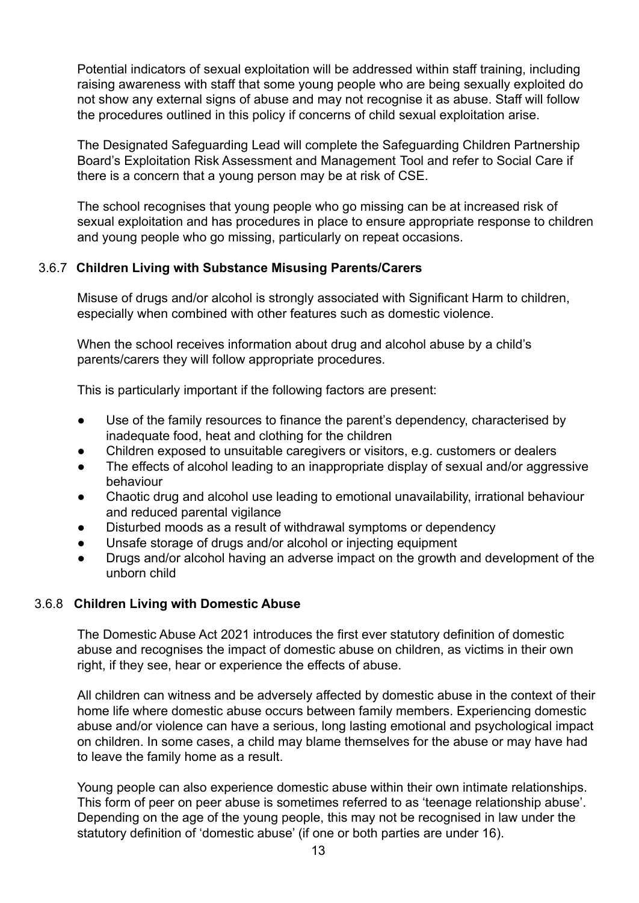Potential indicators of sexual exploitation will be addressed within staff training, including raising awareness with staff that some young people who are being sexually exploited do not show any external signs of abuse and may not recognise it as abuse. Staff will follow the procedures outlined in this policy if concerns of child sexual exploitation arise.

The Designated Safeguarding Lead will complete the Safeguarding Children Partnership Board's Exploitation Risk Assessment and Management Tool and refer to Social Care if there is a concern that a young person may be at risk of CSE.

The school recognises that young people who go missing can be at increased risk of sexual exploitation and has procedures in place to ensure appropriate response to children and young people who go missing, particularly on repeat occasions.

### 3.6.7 **Children Living with Substance Misusing Parents/Carers**

Misuse of drugs and/or alcohol is strongly associated with Significant Harm to children, especially when combined with other features such as domestic violence.

When the school receives information about drug and alcohol abuse by a child's parents/carers they will follow appropriate procedures.

This is particularly important if the following factors are present:

- Use of the family resources to finance the parent's dependency, characterised by inadequate food, heat and clothing for the children
- Children exposed to unsuitable caregivers or visitors, e.g. customers or dealers
- The effects of alcohol leading to an inappropriate display of sexual and/or aggressive behaviour
- Chaotic drug and alcohol use leading to emotional unavailability, irrational behaviour and reduced parental vigilance
- Disturbed moods as a result of withdrawal symptoms or dependency
- Unsafe storage of drugs and/or alcohol or injecting equipment
- Drugs and/or alcohol having an adverse impact on the growth and development of the unborn child

### 3.6.8 **Children Living with Domestic Abuse**

The Domestic Abuse Act 2021 introduces the first ever statutory definition of domestic abuse and recognises the impact of domestic abuse on children, as victims in their own right, if they see, hear or experience the effects of abuse.

All children can witness and be adversely affected by domestic abuse in the context of their home life where domestic abuse occurs between family members. Experiencing domestic abuse and/or violence can have a serious, long lasting emotional and psychological impact on children. In some cases, a child may blame themselves for the abuse or may have had to leave the family home as a result.

Young people can also experience domestic abuse within their own intimate relationships. This form of peer on peer abuse is sometimes referred to as 'teenage relationship abuse'. Depending on the age of the young people, this may not be recognised in law under the statutory definition of 'domestic abuse' (if one or both parties are under 16).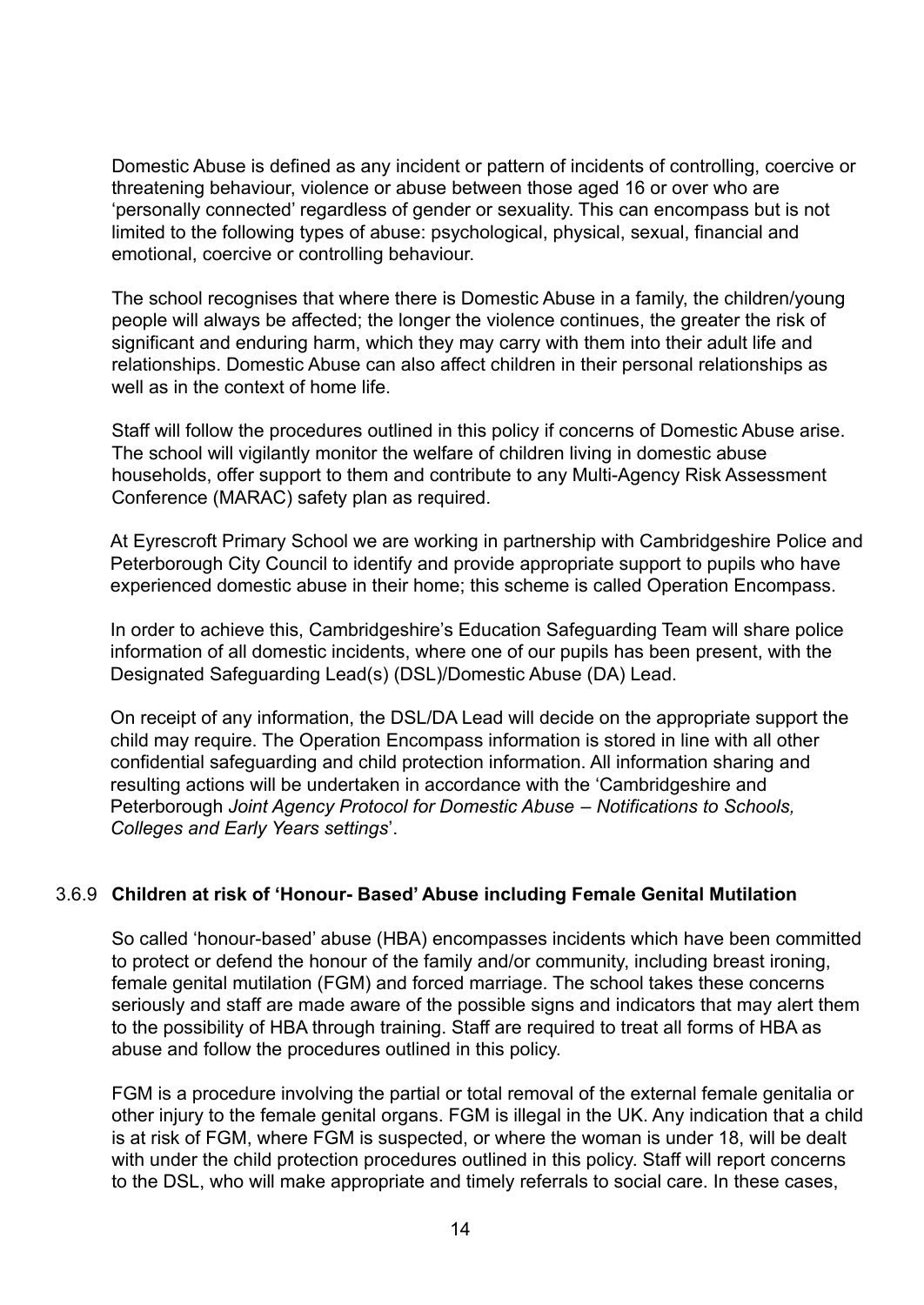Domestic Abuse is defined as any incident or pattern of incidents of controlling, coercive or threatening behaviour, violence or abuse between those aged 16 or over who are 'personally connected' regardless of gender or sexuality. This can encompass but is not limited to the following types of abuse: psychological, physical, sexual, financial and emotional, coercive or controlling behaviour.

The school recognises that where there is Domestic Abuse in a family, the children/young people will always be affected; the longer the violence continues, the greater the risk of significant and enduring harm, which they may carry with them into their adult life and relationships. Domestic Abuse can also affect children in their personal relationships as well as in the context of home life.

Staff will follow the procedures outlined in this policy if concerns of Domestic Abuse arise. The school will vigilantly monitor the welfare of children living in domestic abuse households, offer support to them and contribute to any Multi-Agency Risk Assessment Conference (MARAC) safety plan as required.

At Eyrescroft Primary School we are working in partnership with Cambridgeshire Police and Peterborough City Council to identify and provide appropriate support to pupils who have experienced domestic abuse in their home; this scheme is called Operation Encompass.

In order to achieve this, Cambridgeshire's Education Safeguarding Team will share police information of all domestic incidents, where one of our pupils has been present, with the Designated Safeguarding Lead(s) (DSL)/Domestic Abuse (DA) Lead.

On receipt of any information, the DSL/DA Lead will decide on the appropriate support the child may require. The Operation Encompass information is stored in line with all other confidential safeguarding and child protection information. All information sharing and resulting actions will be undertaken in accordance with the 'Cambridgeshire and Peterborough *Joint Agency Protocol for Domestic Abuse – Notifications to Schools, Colleges and Early Years settings*'.

### 3.6.9 Children at risk of 'Honour- Based' Abuse including Female Genital Mutilation

So called 'honour-based' abuse (HBA) encompasses incidents which have been committed to protect or defend the honour of the family and/or community, including breast ironing, female genital mutilation (FGM) and forced marriage. The school takes these concerns seriously and staff are made aware of the possible signs and indicators that may alert them to the possibility of HBA through training. Staff are required to treat all forms of HBA as abuse and follow the procedures outlined in this policy.

FGM is a procedure involving the partial or total removal of the external female genitalia or other injury to the female genital organs. FGM is illegal in the UK. Any indication that a child is at risk of FGM, where FGM is suspected, or where the woman is under 18, will be dealt with under the child protection procedures outlined in this policy. Staff will report concerns to the DSL, who will make appropriate and timely referrals to social care. In these cases,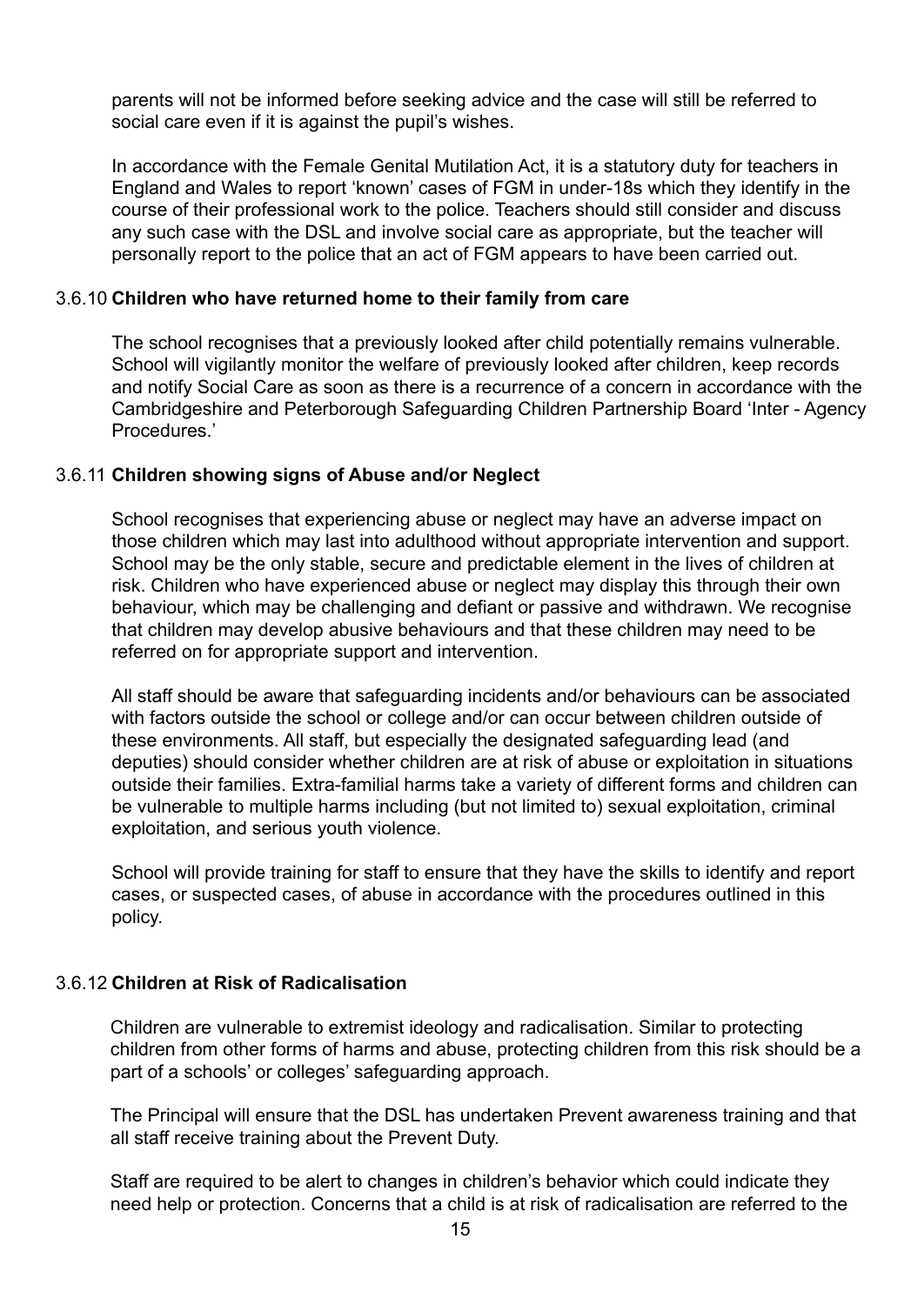parents will not be informed before seeking advice and the case will still be referred to social care even if it is against the pupil's wishes.

In accordance with the Female Genital Mutilation Act, it is a statutory duty for teachers in England and Wales to report 'known' cases of FGM in under-18s which they identify in the course of their professional work to the police. Teachers should still consider and discuss any such case with the DSL and involve social care as appropriate, but the teacher will personally report to the police that an act of FGM appears to have been carried out.

### 3.6.10 **Children who have returned home to their family from care**

The school recognises that a previously looked after child potentially remains vulnerable. School will vigilantly monitor the welfare of previously looked after children, keep records and notify Social Care as soon as there is a recurrence of a concern in accordance with the Cambridgeshire and Peterborough Safeguarding Children Partnership Board 'Inter - Agency Procedures.'

### 3.6.11 **Children showing signs of Abuse and/or Neglect**

School recognises that experiencing abuse or neglect may have an adverse impact on those children which may last into adulthood without appropriate intervention and support. School may be the only stable, secure and predictable element in the lives of children at risk. Children who have experienced abuse or neglect may display this through their own behaviour, which may be challenging and defiant or passive and withdrawn. We recognise that children may develop abusive behaviours and that these children may need to be referred on for appropriate support and intervention.

All staff should be aware that safeguarding incidents and/or behaviours can be associated with factors outside the school or college and/or can occur between children outside of these environments. All staff, but especially the designated safeguarding lead (and deputies) should consider whether children are at risk of abuse or exploitation in situations outside their families. Extra-familial harms take a variety of different forms and children can be vulnerable to multiple harms including (but not limited to) sexual exploitation, criminal exploitation, and serious youth violence.

School will provide training for staff to ensure that they have the skills to identify and report cases, or suspected cases, of abuse in accordance with the procedures outlined in this policy.

### 3.6.12 **Children at Risk of Radicalisation**

Children are vulnerable to extremist ideology and radicalisation. Similar to protecting children from other forms of harms and abuse, protecting children from this risk should be a part of a schools' or colleges' safeguarding approach.

The Principal will ensure that the DSL has undertaken Prevent awareness training and that all staff receive training about the Prevent Duty.

Staff are required to be alert to changes in children's behavior which could indicate they need help or protection. Concerns that a child is at risk of radicalisation are referred to the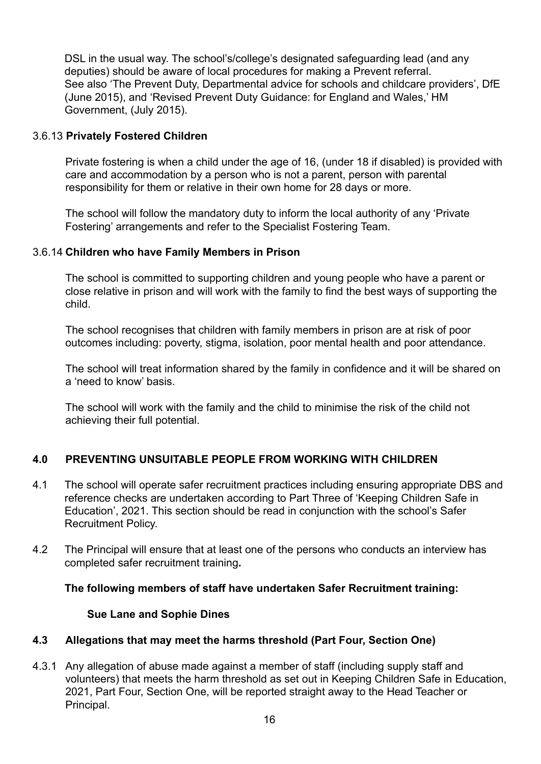DSL in the usual way. The school's/college's designated safeguarding lead (and any deputies) should be aware of local procedures for making a Prevent referral. See also 'The Prevent Duty, Departmental advice for schools and childcare providers', DfE (June 2015), and 'Revised Prevent Duty Guidance: for England and Wales,' HM Government, (July 2015).

### 3.6.13 **Privately Fostered Children**

Private fostering is when a child under the age of 16, (under 18 if disabled) is provided with care and accommodation by a person who is not a parent, person with parental responsibility for them or relative in their own home for 28 days or more.

The school will follow the mandatory duty to inform the local authority of any 'Private Fostering' arrangements and refer to the Specialist Fostering Team.

### 3.6.14 **Children who have Family Members in Prison**

The school is committed to supporting children and young people who have a parent or close relative in prison and will work with the family to find the best ways of supporting the child.

The school recognises that children with family members in prison are at risk of poor outcomes including: poverty, stigma, isolation, poor mental health and poor attendance.

The school will treat information shared by the family in confidence and it will be shared on a 'need to know' basis.

The school will work with the family and the child to minimise the risk of the child not achieving their full potential.

## 4.0 PREVENTING UNSUITABLE PEOPLE FROM WORKING WITH CHILDREN

4.1 The school will operate safer recruitment practices including ensuring appropriate DBS and reference checks are undertaken according to Part Three of 'Keeping Children Safe in Education', 2021. This section should be read in conjunction with the school's Safer Recruitment Policy.

4.2 The Principal will ensure that at least one of the persons who conducts an interview has completed safer recruitment training**.**

**The following members of staff have undertaken Safer Recruitment training:**

**Sue Lane and Sophie Dines**

### 4.3 Allegations that may meet the harms threshold (Part Four, Section One)

4.3.1 Any allegation of abuse made against a member of staff (including supply staff and volunteers) that meets the harm threshold as set out in Keeping Children Safe in Education, 2021, Part Four, Section One, will be reported straight away to the Head Teacher or Principal.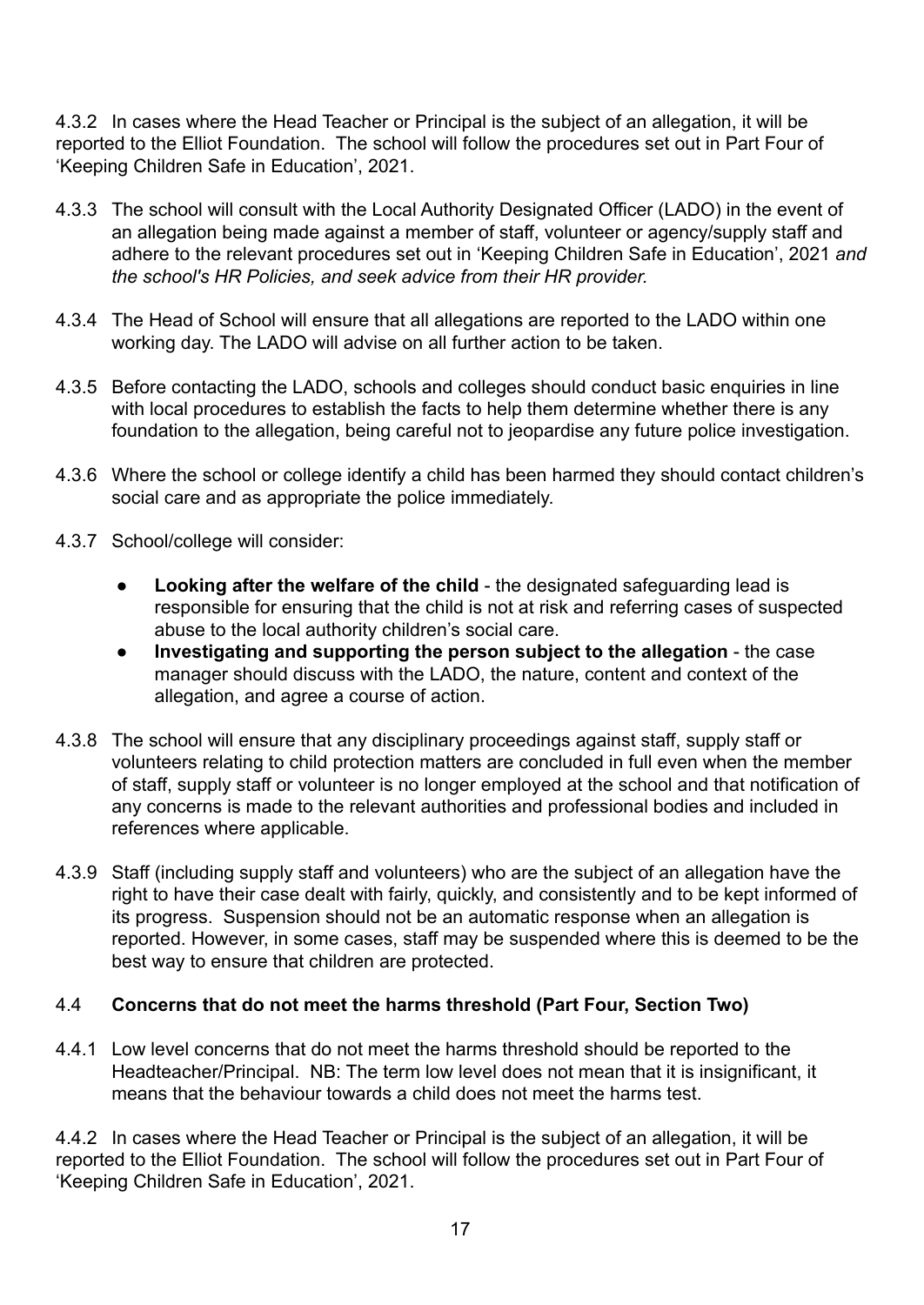4.3.2 In cases where the Head Teacher or Principal is the subject of an allegation, it will be reported to the Elliot Foundation. The school will follow the procedures set out in Part Four of 'Keeping Children Safe in Education', 2021.

4.3.3 The school will consult with the Local Authority Designated Officer (LADO) in the event of an allegation being made against a member of staff, volunteer or agency/supply staff and adhere to the relevant procedures set out in 'Keeping Children Safe in Education', 2021 *and the school's HR Policies, and seek advice from their HR provider.*

4.3.4 The Head of School will ensure that all allegations are reported to the LADO within one working day. The LADO will advise on all further action to be taken.

4.3.5 Before contacting the LADO, schools and colleges should conduct basic enquiries in line with local procedures to establish the facts to help them determine whether there is any foundation to the allegation, being careful not to jeopardise any future police investigation.

4.3.6 Where the school or college identify a child has been harmed they should contact children's social care and as appropriate the police immediately.

4.3.7 School/college will consider:

- **Looking after the welfare of the child** - the designated safeguarding lead is responsible for ensuring that the child is not at risk and referring cases of suspected abuse to the local authority children's social care.
- **Investigating and supporting the person subject to the allegation** - the case manager should discuss with the LADO, the nature, content and context of the allegation, and agree a course of action.

4.3.8 The school will ensure that any disciplinary proceedings against staff, supply staff or volunteers relating to child protection matters are concluded in full even when the member of staff, supply staff or volunteer is no longer employed at the school and that notification of any concerns is made to the relevant authorities and professional bodies and included in references where applicable.

4.3.9 Staff (including supply staff and volunteers) who are the subject of an allegation have the right to have their case dealt with fairly, quickly, and consistently and to be kept informed of its progress. Suspension should not be an automatic response when an allegation is reported. However, in some cases, staff may be suspended where this is deemed to be the best way to ensure that children are protected.

### 4.4 **Concerns that do not meet the harms threshold (Part Four, Section Two)**

4.4.1 Low level concerns that do not meet the harms threshold should be reported to the Headteacher/Principal. NB: The term low level does not mean that it is insignificant, it means that the behaviour towards a child does not meet the harms test.

4.4.2 In cases where the Head Teacher or Principal is the subject of an allegation, it will be reported to the Elliot Foundation. The school will follow the procedures set out in Part Four of 'Keeping Children Safe in Education', 2021.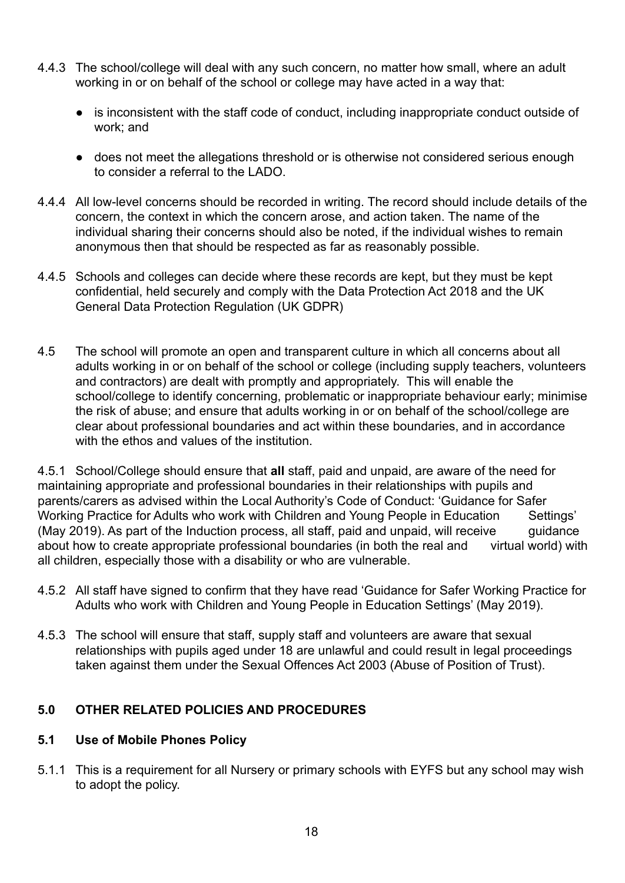4.4.3 The school/college will deal with any such concern, no matter how small, where an adult working in or on behalf of the school or college may have acted in a way that:

- is inconsistent with the staff code of conduct, including inappropriate conduct outside of work; and
- does not meet the allegations threshold or is otherwise not considered serious enough to consider a referral to the LADO.

4.4.4 All low-level concerns should be recorded in writing. The record should include details of the concern, the context in which the concern arose, and action taken. The name of the individual sharing their concerns should also be noted, if the individual wishes to remain anonymous then that should be respected as far as reasonably possible.

4.4.5 Schools and colleges can decide where these records are kept, but they must be kept confidential, held securely and comply with the Data Protection Act 2018 and the UK General Data Protection Regulation (UK GDPR)

4.5 The school will promote an open and transparent culture in which all concerns about all adults working in or on behalf of the school or college (including supply teachers, volunteers and contractors) are dealt with promptly and appropriately. This will enable the school/college to identify concerning, problematic or inappropriate behaviour early; minimise the risk of abuse; and ensure that adults working in or on behalf of the school/college are clear about professional boundaries and act within these boundaries, and in accordance with the ethos and values of the institution.

4.5.1 School/College should ensure that **all** staff, paid and unpaid, are aware of the need for maintaining appropriate and professional boundaries in their relationships with pupils and parents/carers as advised within the Local Authority's Code of Conduct: 'Guidance for Safer Working Practice for Adults who work with Children and Young People in Education Settings' (May 2019). As part of the Induction process, all staff, paid and unpaid, will receive guidance about how to create appropriate professional boundaries (in both the real and virtual world) with all children, especially those with a disability or who are vulnerable.

4.5.2 All staff have signed to confirm that they have read 'Guidance for Safer Working Practice for Adults who work with Children and Young People in Education Settings' (May 2019).

4.5.3 The school will ensure that staff, supply staff and volunteers are aware that sexual relationships with pupils aged under 18 are unlawful and could result in legal proceedings taken against them under the Sexual Offences Act 2003 (Abuse of Position of Trust).

## 5.0 OTHER RELATED POLICIES AND PROCEDURES

### 5.1 Use of Mobile Phones Policy

5.1.1 This is a requirement for all Nursery or primary schools with EYFS but any school may wish to adopt the policy.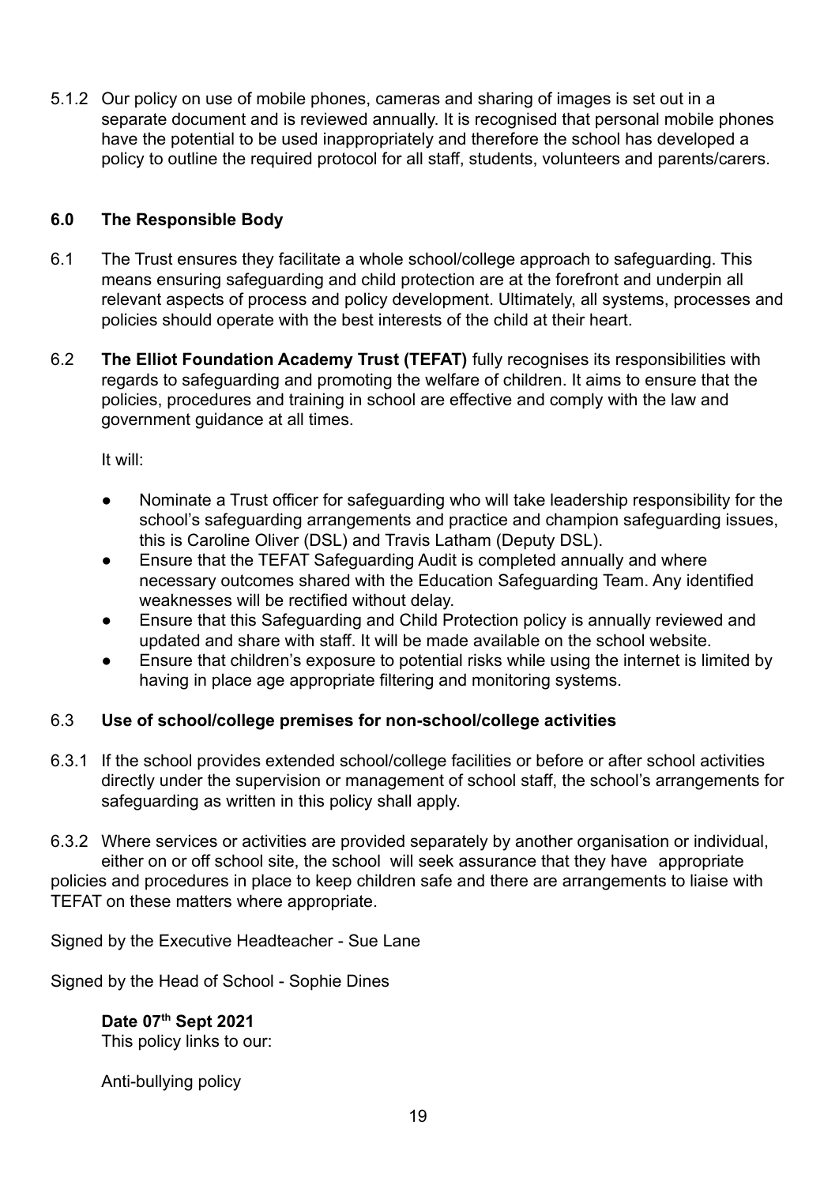5.1.2 Our policy on use of mobile phones, cameras and sharing of images is set out in a separate document and is reviewed annually. It is recognised that personal mobile phones have the potential to be used inappropriately and therefore the school has developed a policy to outline the required protocol for all staff, students, volunteers and parents/carers.

## 6.0 The Responsible Body

6.1 The Trust ensures they facilitate a whole school/college approach to safeguarding. This means ensuring safeguarding and child protection are at the forefront and underpin all relevant aspects of process and policy development. Ultimately, all systems, processes and policies should operate with the best interests of the child at their heart.

6.2 **The Elliot Foundation Academy Trust (TEFAT)** fully recognises its responsibilities with regards to safeguarding and promoting the welfare of children. It aims to ensure that the policies, procedures and training in school are effective and comply with the law and government guidance at all times.

It will:

- Nominate a Trust officer for safeguarding who will take leadership responsibility for the school's safeguarding arrangements and practice and champion safeguarding issues, this is Caroline Oliver (DSL) and Travis Latham (Deputy DSL).
- Ensure that the TEFAT Safeguarding Audit is completed annually and where necessary outcomes shared with the Education Safeguarding Team. Any identified weaknesses will be rectified without delay.
- Ensure that this Safeguarding and Child Protection policy is annually reviewed and updated and share with staff. It will be made available on the school website.
- Ensure that children's exposure to potential risks while using the internet is limited by having in place age appropriate filtering and monitoring systems.

### 6.3 Use of school/college premises for non-school/college activities

6.3.1 If the school provides extended school/college facilities or before or after school activities directly under the supervision or management of school staff, the school's arrangements for safeguarding as written in this policy shall apply.

6.3.2 Where services or activities are provided separately by another organisation or individual, either on or off school site, the school will seek assurance that they have appropriate policies and procedures in place to keep children safe and there are arrangements to liaise with TEFAT on these matters where appropriate.

Signed by the Executive Headteacher - Sue Lane

Signed by the Head of School - Sophie Dines

**Date 07th Sept 2021**

This policy links to our:

Anti-bullying policy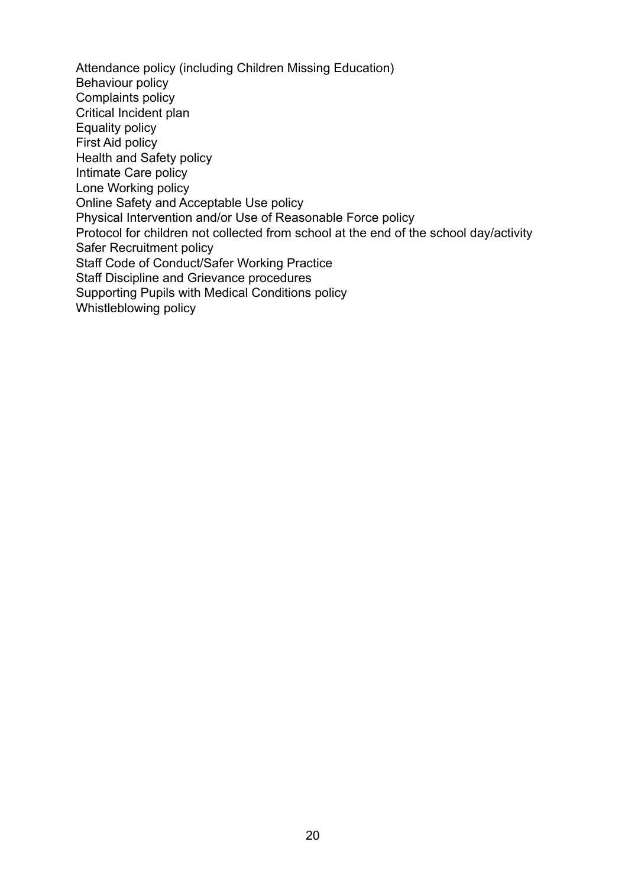Attendance policy (including Children Missing Education)
Behaviour policy
Complaints policy
Critical Incident plan
Equality policy
First Aid policy
Health and Safety policy
Intimate Care policy
Lone Working policy
Online Safety and Acceptable Use policy
Physical Intervention and/or Use of Reasonable Force policy
Protocol for children not collected from school at the end of the school day/activity
Safer Recruitment policy
Staff Code of Conduct/Safer Working Practice
Staff Discipline and Grievance procedures
Supporting Pupils with Medical Conditions policy
Whistleblowing policy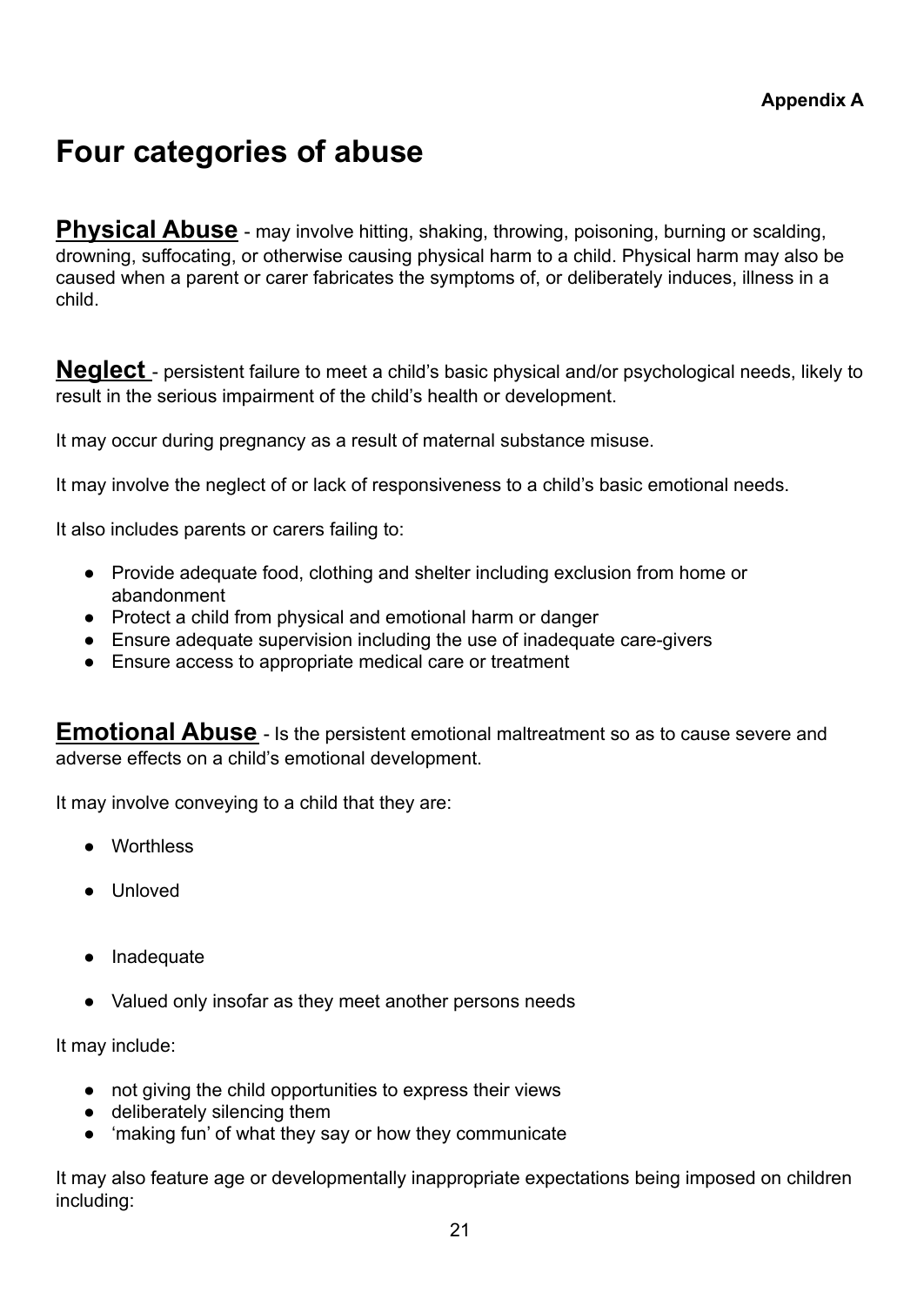**Appendix A**

# Four categories of abuse

**Physical Abuse** - may involve hitting, shaking, throwing, poisoning, burning or scalding, drowning, suffocating, or otherwise causing physical harm to a child. Physical harm may also be caused when a parent or carer fabricates the symptoms of, or deliberately induces, illness in a child.

**Neglect** - persistent failure to meet a child's basic physical and/or psychological needs, likely to result in the serious impairment of the child's health or development.

It may occur during pregnancy as a result of maternal substance misuse.

It may involve the neglect of or lack of responsiveness to a child's basic emotional needs.

It also includes parents or carers failing to:

- Provide adequate food, clothing and shelter including exclusion from home or abandonment
- Protect a child from physical and emotional harm or danger
- Ensure adequate supervision including the use of inadequate care-givers
- Ensure access to appropriate medical care or treatment

**Emotional Abuse** - Is the persistent emotional maltreatment so as to cause severe and adverse effects on a child's emotional development.

It may involve conveying to a child that they are:

- Worthless
- Unloved
- Inadequate
- Valued only insofar as they meet another persons needs

It may include:

- not giving the child opportunities to express their views
- deliberately silencing them
- 'making fun' of what they say or how they communicate

It may also feature age or developmentally inappropriate expectations being imposed on children including: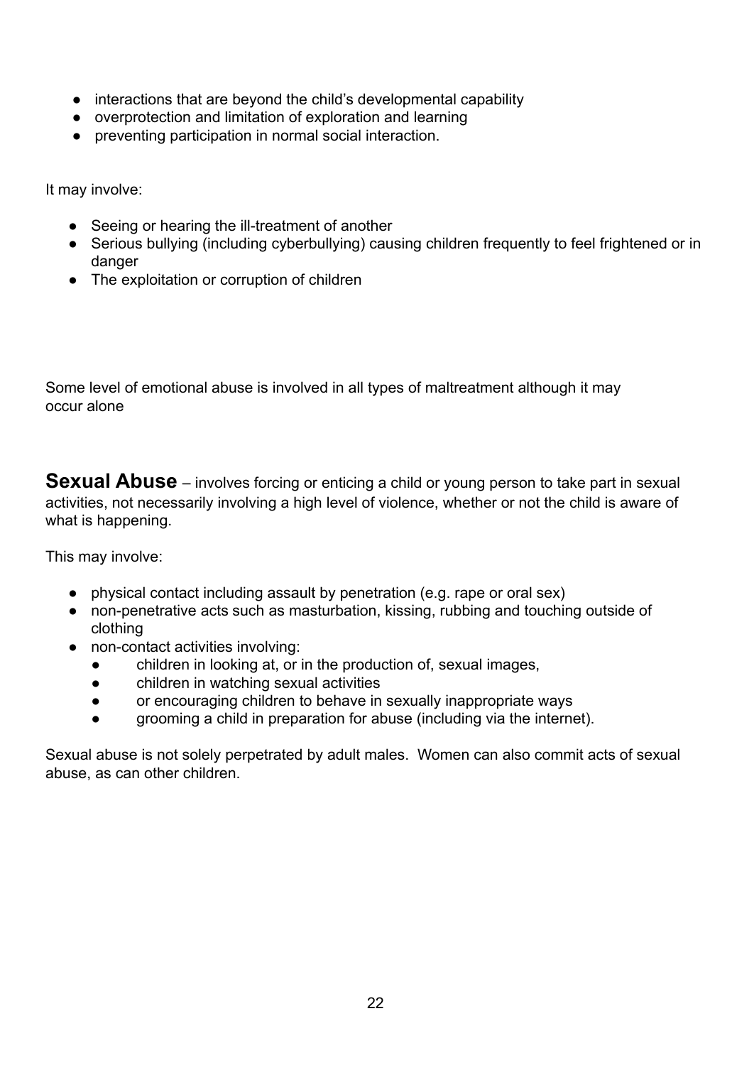- interactions that are beyond the child's developmental capability
- overprotection and limitation of exploration and learning
- preventing participation in normal social interaction.

It may involve:

- Seeing or hearing the ill-treatment of another
- Serious bullying (including cyberbullying) causing children frequently to feel frightened or in danger
- The exploitation or corruption of children

Some level of emotional abuse is involved in all types of maltreatment although it may occur alone

**Sexual Abuse** – involves forcing or enticing a child or young person to take part in sexual activities, not necessarily involving a high level of violence, whether or not the child is aware of what is happening.

This may involve:

- physical contact including assault by penetration (e.g. rape or oral sex)
- non-penetrative acts such as masturbation, kissing, rubbing and touching outside of clothing
- non-contact activities involving:
  - children in looking at, or in the production of, sexual images,
  - children in watching sexual activities
  - or encouraging children to behave in sexually inappropriate ways
  - grooming a child in preparation for abuse (including via the internet).

Sexual abuse is not solely perpetrated by adult males. Women can also commit acts of sexual abuse, as can other children.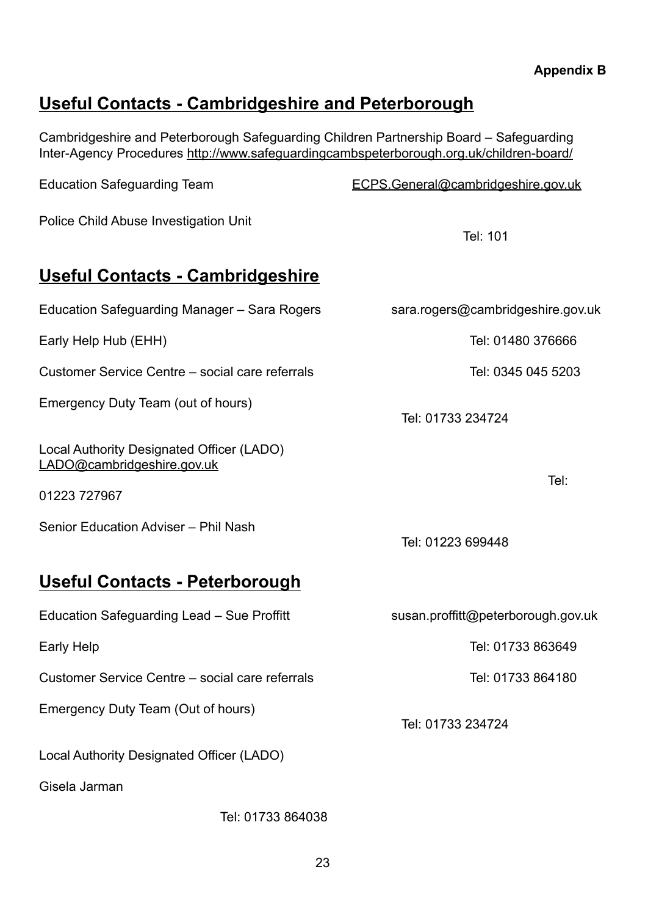**Appendix B**

## Useful Contacts - Cambridgeshire and Peterborough

Cambridgeshire and Peterborough Safeguarding Children Partnership Board – Safeguarding Inter-Agency Procedures http://www.safeguardingcambspeterborough.org.uk/children-board/

Education Safeguarding Team ECPS.General@cambridgeshire.gov.uk

Police Child Abuse Investigation Unit Tel: 101

## Useful Contacts - Cambridgeshire

Education Safeguarding Manager – Sara Rogers sara.rogers@cambridgeshire.gov.uk

Early Help Hub (EHH) Tel: 01480 376666

Customer Service Centre – social care referrals Tel: 0345 045 5203

Emergency Duty Team (out of hours) Tel: 01733 234724

Local Authority Designated Officer (LADO) LADO@cambridgeshire.gov.uk Tel: 01223 727967

Senior Education Adviser – Phil Nash Tel: 01223 699448

## Useful Contacts - Peterborough

Education Safeguarding Lead – Sue Proffitt susan.proffitt@peterborough.gov.uk

Early Help Tel: 01733 863649

Customer Service Centre – social care referrals Tel: 01733 864180

Emergency Duty Team (Out of hours) Tel: 01733 234724

Local Authority Designated Officer (LADO)

Gisela Jarman Tel: 01733 864038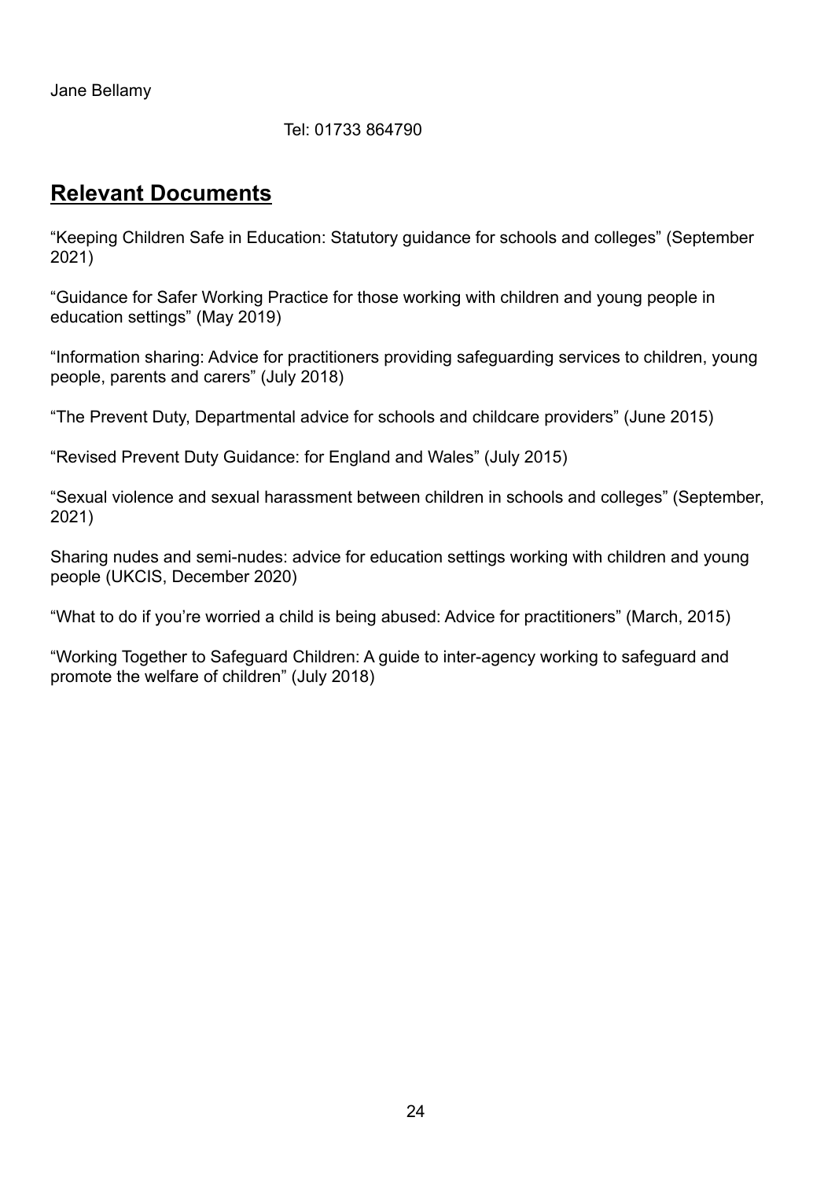Jane Bellamy

Tel: 01733 864790

## Relevant Documents

"Keeping Children Safe in Education: Statutory guidance for schools and colleges" (September 2021)

"Guidance for Safer Working Practice for those working with children and young people in education settings" (May 2019)

"Information sharing: Advice for practitioners providing safeguarding services to children, young people, parents and carers" (July 2018)

"The Prevent Duty, Departmental advice for schools and childcare providers" (June 2015)

"Revised Prevent Duty Guidance: for England and Wales" (July 2015)

"Sexual violence and sexual harassment between children in schools and colleges" (September, 2021)

Sharing nudes and semi-nudes: advice for education settings working with children and young people (UKCIS, December 2020)

"What to do if you're worried a child is being abused: Advice for practitioners" (March, 2015)

"Working Together to Safeguard Children: A guide to inter-agency working to safeguard and promote the welfare of children" (July 2018)